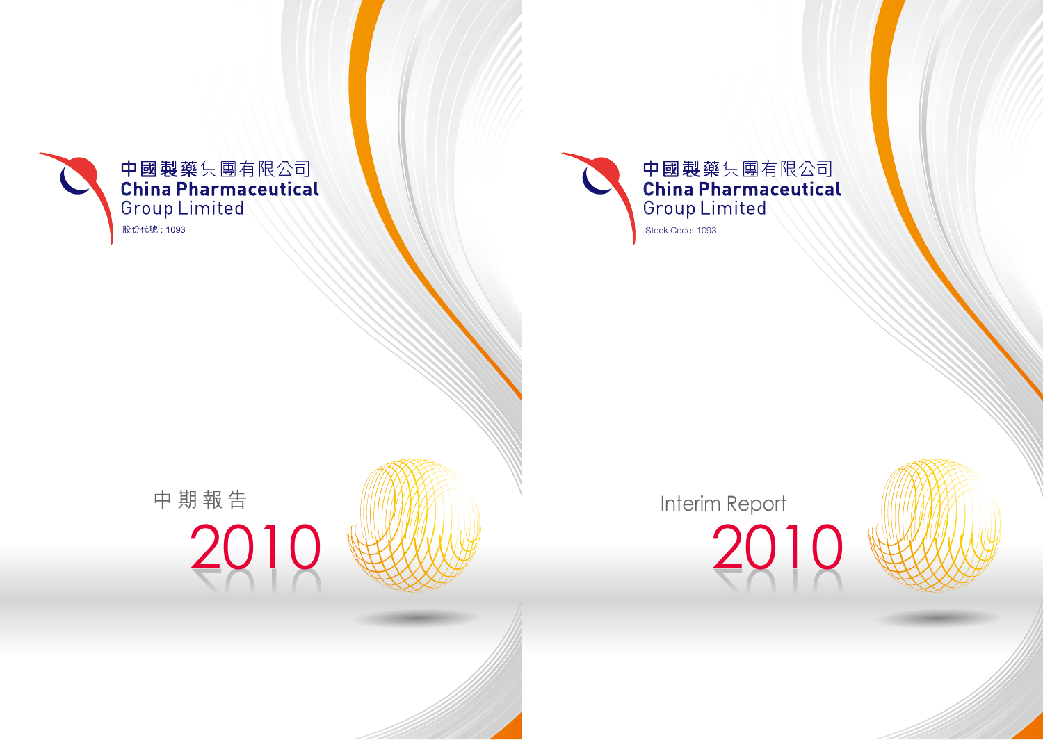中國製藥集團有限公司
China Pharmaceutical Group Limited
股份代號：1093

# 中期報告 2010

中國製藥集團有限公司
China Pharmaceutical Group Limited
Stock Code: 1093

# Interim Report 2010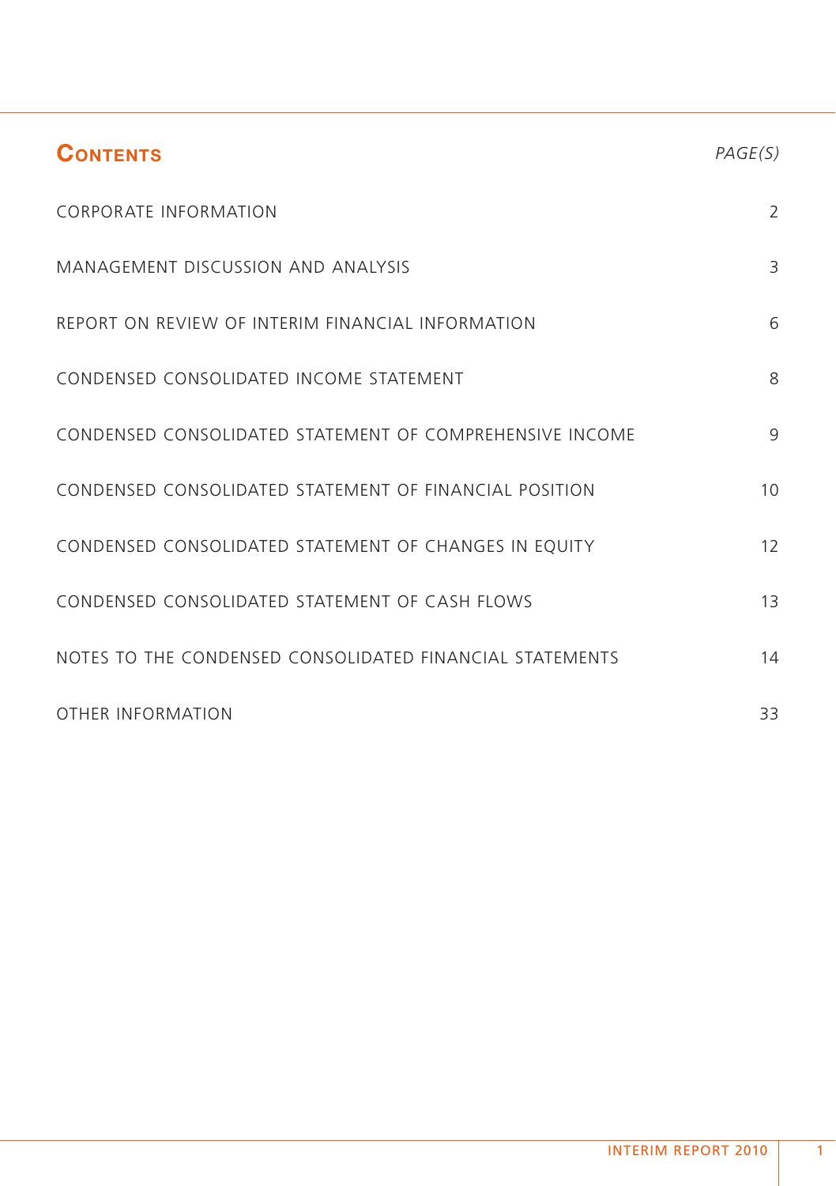# CONTENTS

| | PAGE(S) |
|---|---|
| CORPORATE INFORMATION | 2 |
| MANAGEMENT DISCUSSION AND ANALYSIS | 3 |
| REPORT ON REVIEW OF INTERIM FINANCIAL INFORMATION | 6 |
| CONDENSED CONSOLIDATED INCOME STATEMENT | 8 |
| CONDENSED CONSOLIDATED STATEMENT OF COMPREHENSIVE INCOME | 9 |
| CONDENSED CONSOLIDATED STATEMENT OF FINANCIAL POSITION | 10 |
| CONDENSED CONSOLIDATED STATEMENT OF CHANGES IN EQUITY | 12 |
| CONDENSED CONSOLIDATED STATEMENT OF CASH FLOWS | 13 |
| NOTES TO THE CONDENSED CONSOLIDATED FINANCIAL STATEMENTS | 14 |
| OTHER INFORMATION | 33 |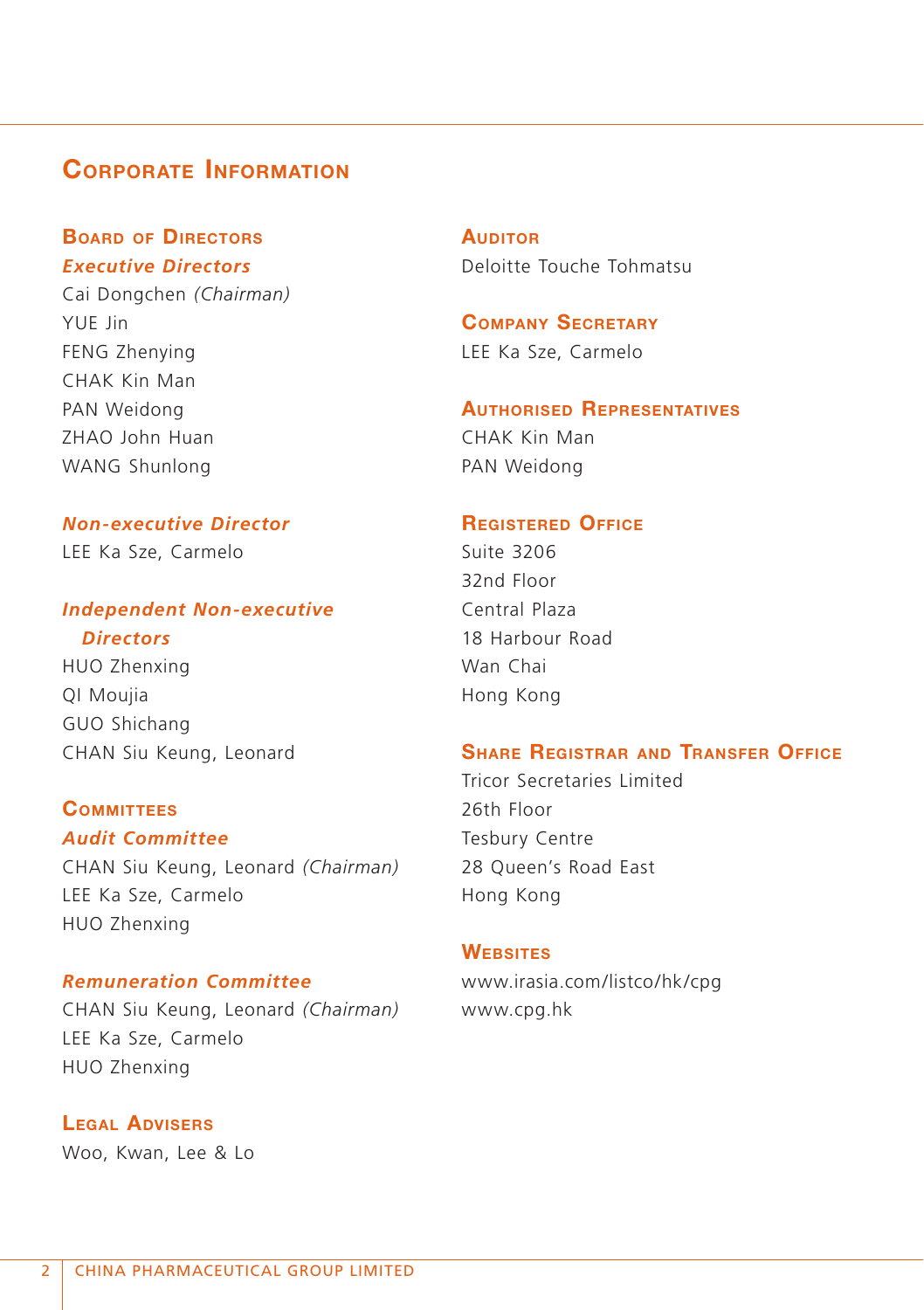# Corporate Information

## Board of Directors

### *Executive Directors*

Cai Dongchen *(Chairman)*
YUE Jin
FENG Zhenying
CHAK Kin Man
PAN Weidong
ZHAO John Huan
WANG Shunlong

### *Non-executive Director*

LEE Ka Sze, Carmelo

### *Independent Non-executive Directors*

HUO Zhenxing
QI Moujia
GUO Shichang
CHAN Siu Keung, Leonard

## Committees

### *Audit Committee*

CHAN Siu Keung, Leonard *(Chairman)*
LEE Ka Sze, Carmelo
HUO Zhenxing

### *Remuneration Committee*

CHAN Siu Keung, Leonard *(Chairman)*
LEE Ka Sze, Carmelo
HUO Zhenxing

## Legal Advisers

Woo, Kwan, Lee & Lo

## Auditor

Deloitte Touche Tohmatsu

## Company Secretary

LEE Ka Sze, Carmelo

## Authorised Representatives

CHAK Kin Man
PAN Weidong

## Registered Office

Suite 3206
32nd Floor
Central Plaza
18 Harbour Road
Wan Chai
Hong Kong

## Share Registrar and Transfer Office

Tricor Secretaries Limited
26th Floor
Tesbury Centre
28 Queen's Road East
Hong Kong

## Websites

www.irasia.com/listco/hk/cpg
www.cpg.hk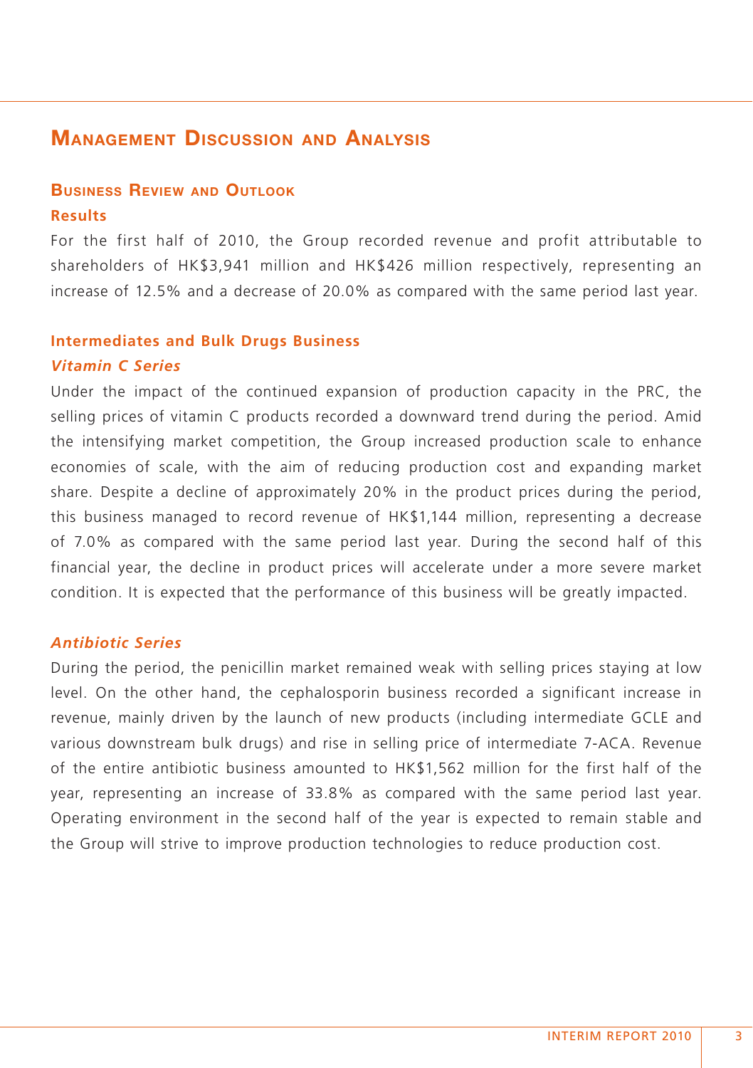# Management Discussion and Analysis

## Business Review and Outlook

### Results

For the first half of 2010, the Group recorded revenue and profit attributable to shareholders of HK$3,941 million and HK$426 million respectively, representing an increase of 12.5% and a decrease of 20.0% as compared with the same period last year.

### Intermediates and Bulk Drugs Business

#### *Vitamin C Series*

Under the impact of the continued expansion of production capacity in the PRC, the selling prices of vitamin C products recorded a downward trend during the period. Amid the intensifying market competition, the Group increased production scale to enhance economies of scale, with the aim of reducing production cost and expanding market share. Despite a decline of approximately 20% in the product prices during the period, this business managed to record revenue of HK$1,144 million, representing a decrease of 7.0% as compared with the same period last year. During the second half of this financial year, the decline in product prices will accelerate under a more severe market condition. It is expected that the performance of this business will be greatly impacted.

#### *Antibiotic Series*

During the period, the penicillin market remained weak with selling prices staying at low level. On the other hand, the cephalosporin business recorded a significant increase in revenue, mainly driven by the launch of new products (including intermediate GCLE and various downstream bulk drugs) and rise in selling price of intermediate 7-ACA. Revenue of the entire antibiotic business amounted to HK$1,562 million for the first half of the year, representing an increase of 33.8% as compared with the same period last year. Operating environment in the second half of the year is expected to remain stable and the Group will strive to improve production technologies to reduce production cost.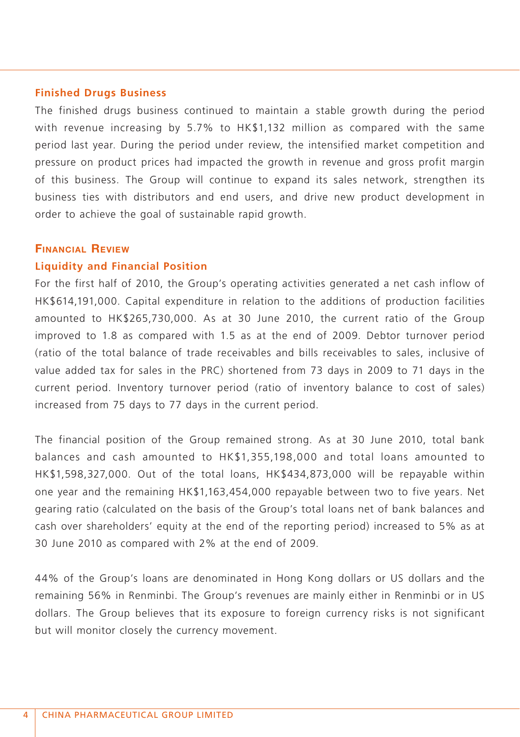### Finished Drugs Business

The finished drugs business continued to maintain a stable growth during the period with revenue increasing by 5.7% to HK$1,132 million as compared with the same period last year. During the period under review, the intensified market competition and pressure on product prices had impacted the growth in revenue and gross profit margin of this business. The Group will continue to expand its sales network, strengthen its business ties with distributors and end users, and drive new product development in order to achieve the goal of sustainable rapid growth.

## Financial Review

### Liquidity and Financial Position

For the first half of 2010, the Group's operating activities generated a net cash inflow of HK$614,191,000. Capital expenditure in relation to the additions of production facilities amounted to HK$265,730,000. As at 30 June 2010, the current ratio of the Group improved to 1.8 as compared with 1.5 as at the end of 2009. Debtor turnover period (ratio of the total balance of trade receivables and bills receivables to sales, inclusive of value added tax for sales in the PRC) shortened from 73 days in 2009 to 71 days in the current period. Inventory turnover period (ratio of inventory balance to cost of sales) increased from 75 days to 77 days in the current period.

The financial position of the Group remained strong. As at 30 June 2010, total bank balances and cash amounted to HK$1,355,198,000 and total loans amounted to HK$1,598,327,000. Out of the total loans, HK$434,873,000 will be repayable within one year and the remaining HK$1,163,454,000 repayable between two to five years. Net gearing ratio (calculated on the basis of the Group's total loans net of bank balances and cash over shareholders' equity at the end of the reporting period) increased to 5% as at 30 June 2010 as compared with 2% at the end of 2009.

44% of the Group's loans are denominated in Hong Kong dollars or US dollars and the remaining 56% in Renminbi. The Group's revenues are mainly either in Renminbi or in US dollars. The Group believes that its exposure to foreign currency risks is not significant but will monitor closely the currency movement.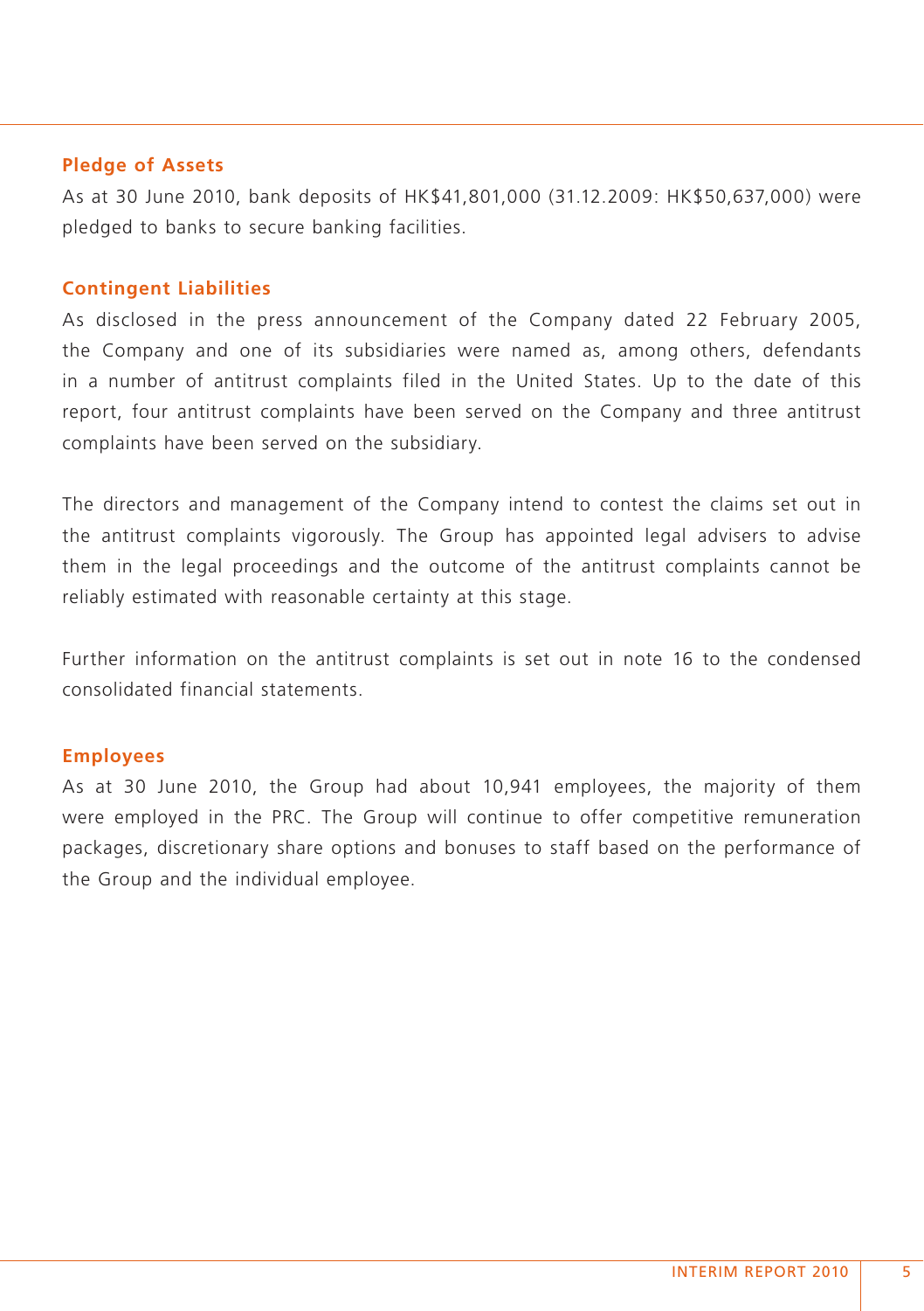### Pledge of Assets

As at 30 June 2010, bank deposits of HK$41,801,000 (31.12.2009: HK$50,637,000) were pledged to banks to secure banking facilities.

### Contingent Liabilities

As disclosed in the press announcement of the Company dated 22 February 2005, the Company and one of its subsidiaries were named as, among others, defendants in a number of antitrust complaints filed in the United States. Up to the date of this report, four antitrust complaints have been served on the Company and three antitrust complaints have been served on the subsidiary.

The directors and management of the Company intend to contest the claims set out in the antitrust complaints vigorously. The Group has appointed legal advisers to advise them in the legal proceedings and the outcome of the antitrust complaints cannot be reliably estimated with reasonable certainty at this stage.

Further information on the antitrust complaints is set out in note 16 to the condensed consolidated financial statements.

### Employees

As at 30 June 2010, the Group had about 10,941 employees, the majority of them were employed in the PRC. The Group will continue to offer competitive remuneration packages, discretionary share options and bonuses to staff based on the performance of the Group and the individual employee.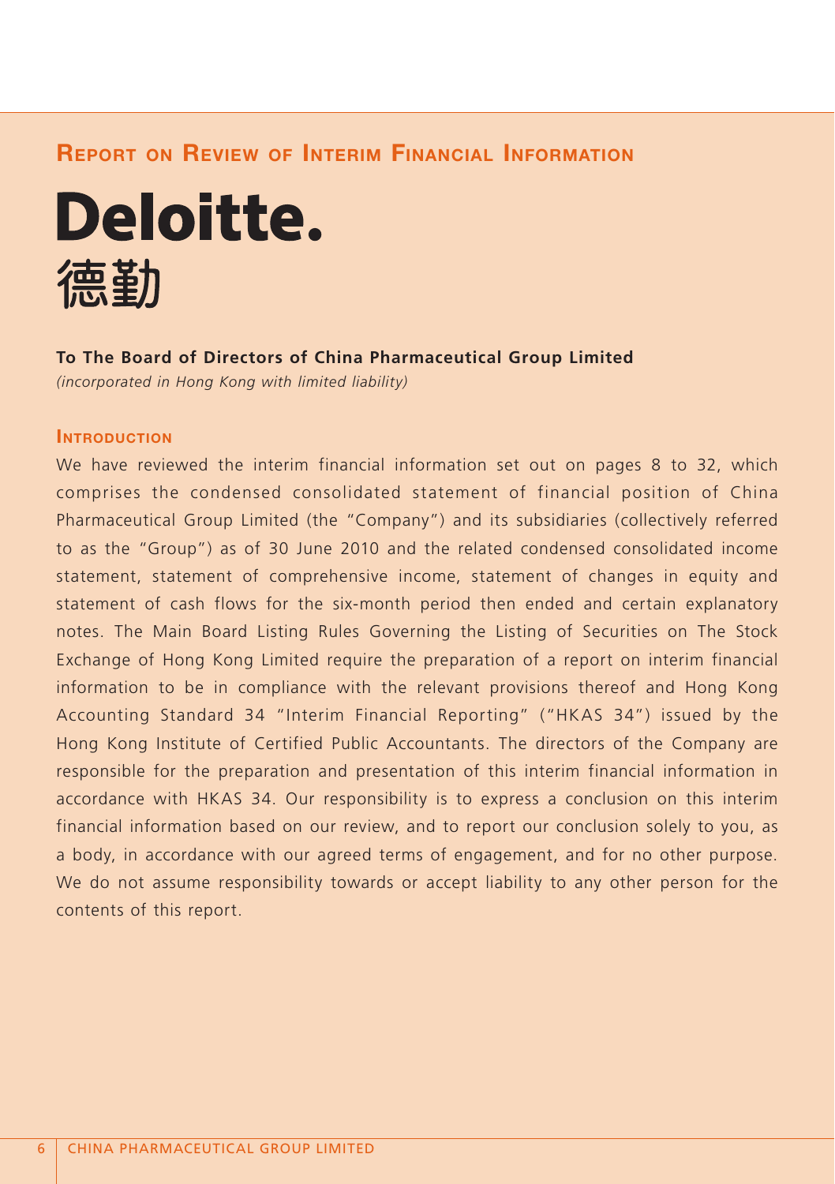## Report on Review of Interim Financial Information

**Deloitte.**
**德勤**

**To The Board of Directors of China Pharmaceutical Group Limited**
*(incorporated in Hong Kong with limited liability)*

### Introduction

We have reviewed the interim financial information set out on pages 8 to 32, which comprises the condensed consolidated statement of financial position of China Pharmaceutical Group Limited (the "Company") and its subsidiaries (collectively referred to as the "Group") as of 30 June 2010 and the related condensed consolidated income statement, statement of comprehensive income, statement of changes in equity and statement of cash flows for the six-month period then ended and certain explanatory notes. The Main Board Listing Rules Governing the Listing of Securities on The Stock Exchange of Hong Kong Limited require the preparation of a report on interim financial information to be in compliance with the relevant provisions thereof and Hong Kong Accounting Standard 34 "Interim Financial Reporting" ("HKAS 34") issued by the Hong Kong Institute of Certified Public Accountants. The directors of the Company are responsible for the preparation and presentation of this interim financial information in accordance with HKAS 34. Our responsibility is to express a conclusion on this interim financial information based on our review, and to report our conclusion solely to you, as a body, in accordance with our agreed terms of engagement, and for no other purpose. We do not assume responsibility towards or accept liability to any other person for the contents of this report.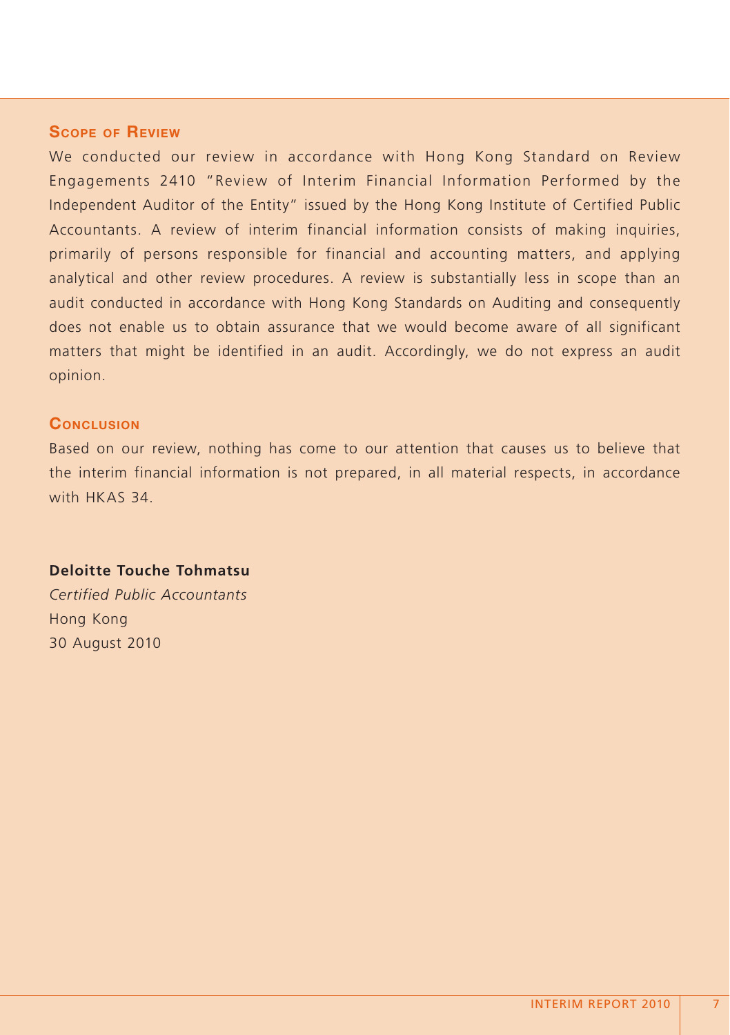## Scope of Review

We conducted our review in accordance with Hong Kong Standard on Review Engagements 2410 "Review of Interim Financial Information Performed by the Independent Auditor of the Entity" issued by the Hong Kong Institute of Certified Public Accountants. A review of interim financial information consists of making inquiries, primarily of persons responsible for financial and accounting matters, and applying analytical and other review procedures. A review is substantially less in scope than an audit conducted in accordance with Hong Kong Standards on Auditing and consequently does not enable us to obtain assurance that we would become aware of all significant matters that might be identified in an audit. Accordingly, we do not express an audit opinion.

## Conclusion

Based on our review, nothing has come to our attention that causes us to believe that the interim financial information is not prepared, in all material respects, in accordance with HKAS 34.

**Deloitte Touche Tohmatsu**
*Certified Public Accountants*
Hong Kong
30 August 2010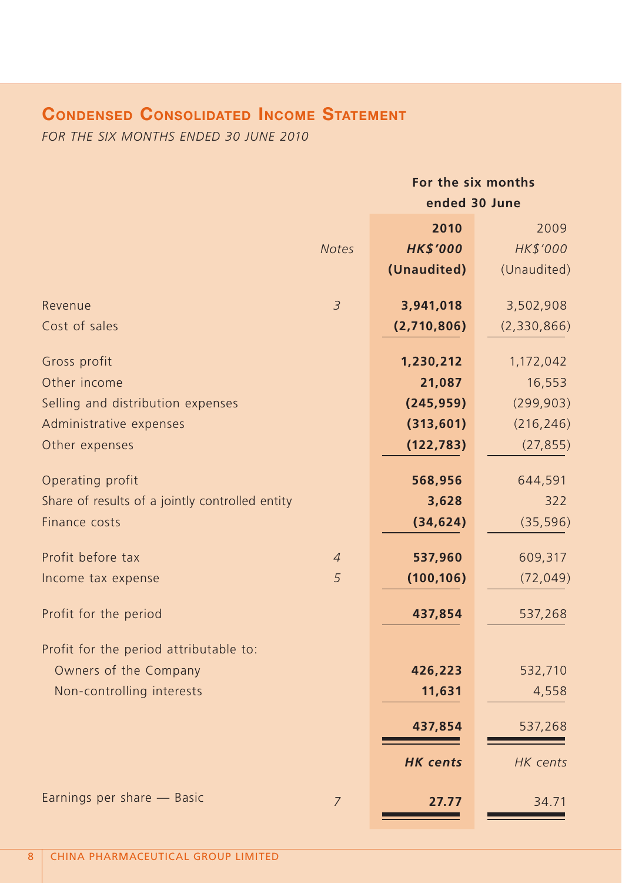## CONDENSED CONSOLIDATED INCOME STATEMENT

*FOR THE SIX MONTHS ENDED 30 JUNE 2010*

| | Notes | For the six months ended 30 June | |
|---|---|---|---|
| | | **2010** | 2009 |
| | | ***HK$'000*** | *HK$'000* |
| | | **(Unaudited)** | (Unaudited) |
| Revenue | *3* | **3,941,018** | 3,502,908 |
| Cost of sales | | **(2,710,806)** | (2,330,866) |
| Gross profit | | **1,230,212** | 1,172,042 |
| Other income | | **21,087** | 16,553 |
| Selling and distribution expenses | | **(245,959)** | (299,903) |
| Administrative expenses | | **(313,601)** | (216,246) |
| Other expenses | | **(122,783)** | (27,855) |
| Operating profit | | **568,956** | 644,591 |
| Share of results of a jointly controlled entity | | **3,628** | 322 |
| Finance costs | | **(34,624)** | (35,596) |
| Profit before tax | *4* | **537,960** | 609,317 |
| Income tax expense | *5* | **(100,106)** | (72,049) |
| Profit for the period | | **437,854** | 537,268 |
| Profit for the period attributable to: | | | |
| Owners of the Company | | **426,223** | 532,710 |
| Non-controlling interests | | **11,631** | 4,558 |
| | | **437,854** | 537,268 |
| | | ***HK cents*** | *HK cents* |
| Earnings per share — Basic | *7* | **27.77** | 34.71 |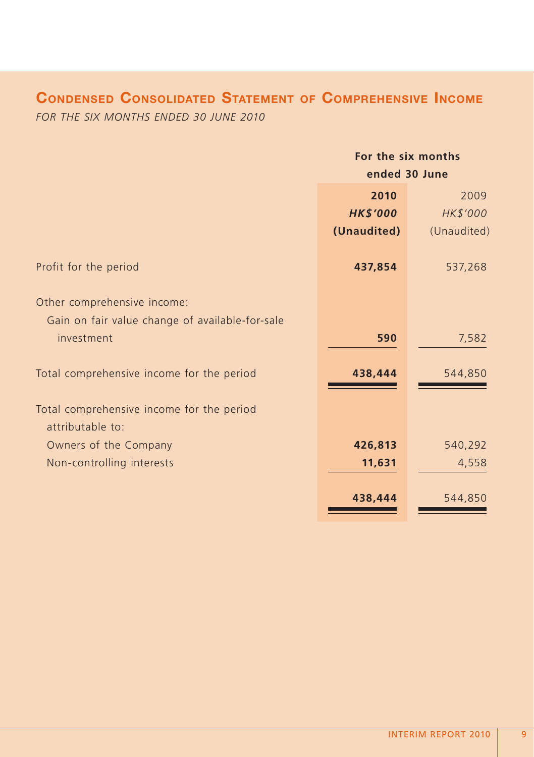## Condensed Consolidated Statement of Comprehensive Income

*FOR THE SIX MONTHS ENDED 30 JUNE 2010*

| | For the six months ended 30 June | |
|---|---|---|
| | **2010** | 2009 |
| | ***HK$'000*** | *HK$'000* |
| | **(Unaudited)** | (Unaudited) |
| Profit for the period | **437,854** | 537,268 |
| Other comprehensive income: | | |
| Gain on fair value change of available-for-sale investment | **590** | 7,582 |
| Total comprehensive income for the period | **438,444** | 544,850 |
| Total comprehensive income for the period attributable to: | | |
| Owners of the Company | **426,813** | 540,292 |
| Non-controlling interests | **11,631** | 4,558 |
| | **438,444** | 544,850 |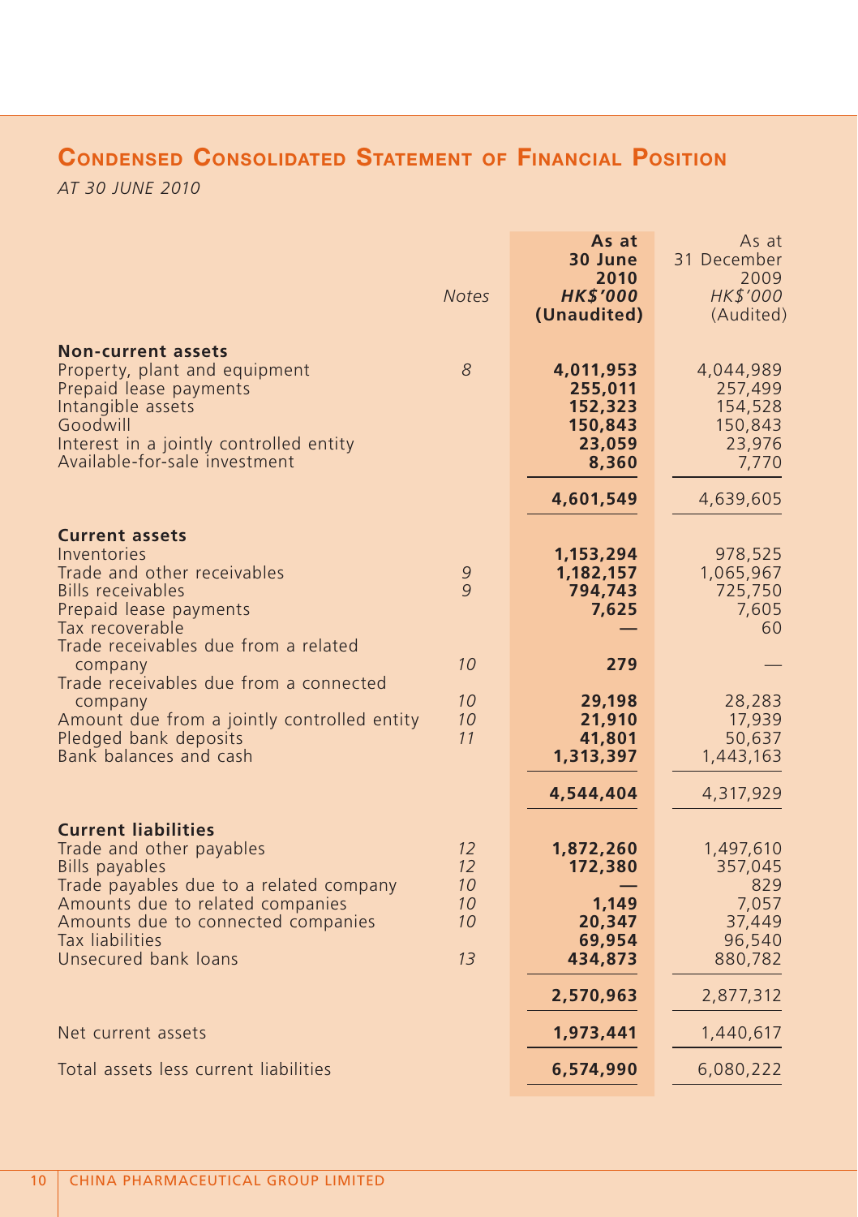## Condensed Consolidated Statement of Financial Position

*AT 30 JUNE 2010*

| | Notes | As at 30 June 2010 HK$'000 (Unaudited) | As at 31 December 2009 HK$'000 (Audited) |
|---|---|---|---|
| **Non-current assets** | | | |
| Property, plant and equipment | 8 | **4,011,953** | 4,044,989 |
| Prepaid lease payments | | **255,011** | 257,499 |
| Intangible assets | | **152,323** | 154,528 |
| Goodwill | | **150,843** | 150,843 |
| Interest in a jointly controlled entity | | **23,059** | 23,976 |
| Available-for-sale investment | | **8,360** | 7,770 |
| | | **4,601,549** | 4,639,605 |
| **Current assets** | | | |
| Inventories | | **1,153,294** | 978,525 |
| Trade and other receivables | 9 | **1,182,157** | 1,065,967 |
| Bills receivables | 9 | **794,743** | 725,750 |
| Prepaid lease payments | | **7,625** | 7,605 |
| Tax recoverable | | **—** | 60 |
| Trade receivables due from a related company | 10 | **279** | — |
| Trade receivables due from a connected company | 10 | **29,198** | 28,283 |
| Amount due from a jointly controlled entity | 10 | **21,910** | 17,939 |
| Pledged bank deposits | 11 | **41,801** | 50,637 |
| Bank balances and cash | | **1,313,397** | 1,443,163 |
| | | **4,544,404** | 4,317,929 |
| **Current liabilities** | | | |
| Trade and other payables | 12 | **1,872,260** | 1,497,610 |
| Bills payables | 12 | **172,380** | 357,045 |
| Trade payables due to a related company | 10 | **—** | 829 |
| Amounts due to related companies | 10 | **1,149** | 7,057 |
| Amounts due to connected companies | 10 | **20,347** | 37,449 |
| Tax liabilities | | **69,954** | 96,540 |
| Unsecured bank loans | 13 | **434,873** | 880,782 |
| | | **2,570,963** | 2,877,312 |
| Net current assets | | **1,973,441** | 1,440,617 |
| Total assets less current liabilities | | **6,574,990** | 6,080,222 |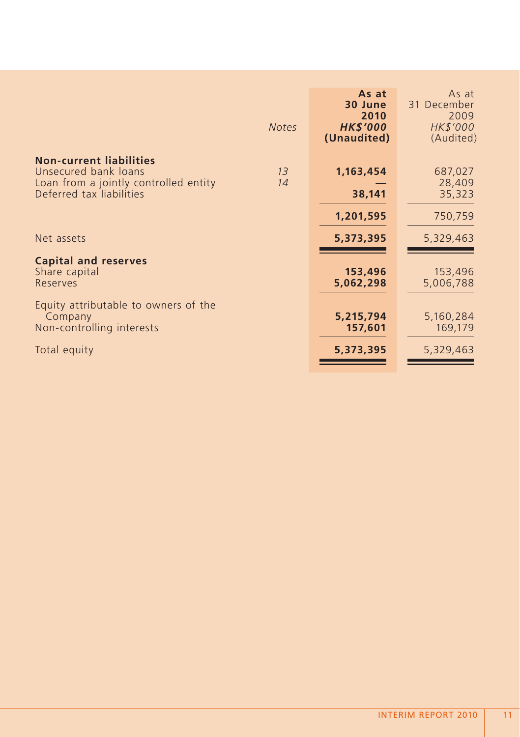| | Notes | As at 30 June 2010 HK$'000 (Unaudited) | As at 31 December 2009 HK$'000 (Audited) |
|---|---|---|---|
| **Non-current liabilities** | | | |
| Unsecured bank loans | 13 | **1,163,454** | 687,027 |
| Loan from a jointly controlled entity | 14 | **—** | 28,409 |
| Deferred tax liabilities | | **38,141** | 35,323 |
| | | **1,201,595** | 750,759 |
| Net assets | | **5,373,395** | 5,329,463 |
| **Capital and reserves** | | | |
| Share capital | | **153,496** | 153,496 |
| Reserves | | **5,062,298** | 5,006,788 |
| Equity attributable to owners of the Company | | **5,215,794** | 5,160,284 |
| Non-controlling interests | | **157,601** | 169,179 |
| Total equity | | **5,373,395** | 5,329,463 |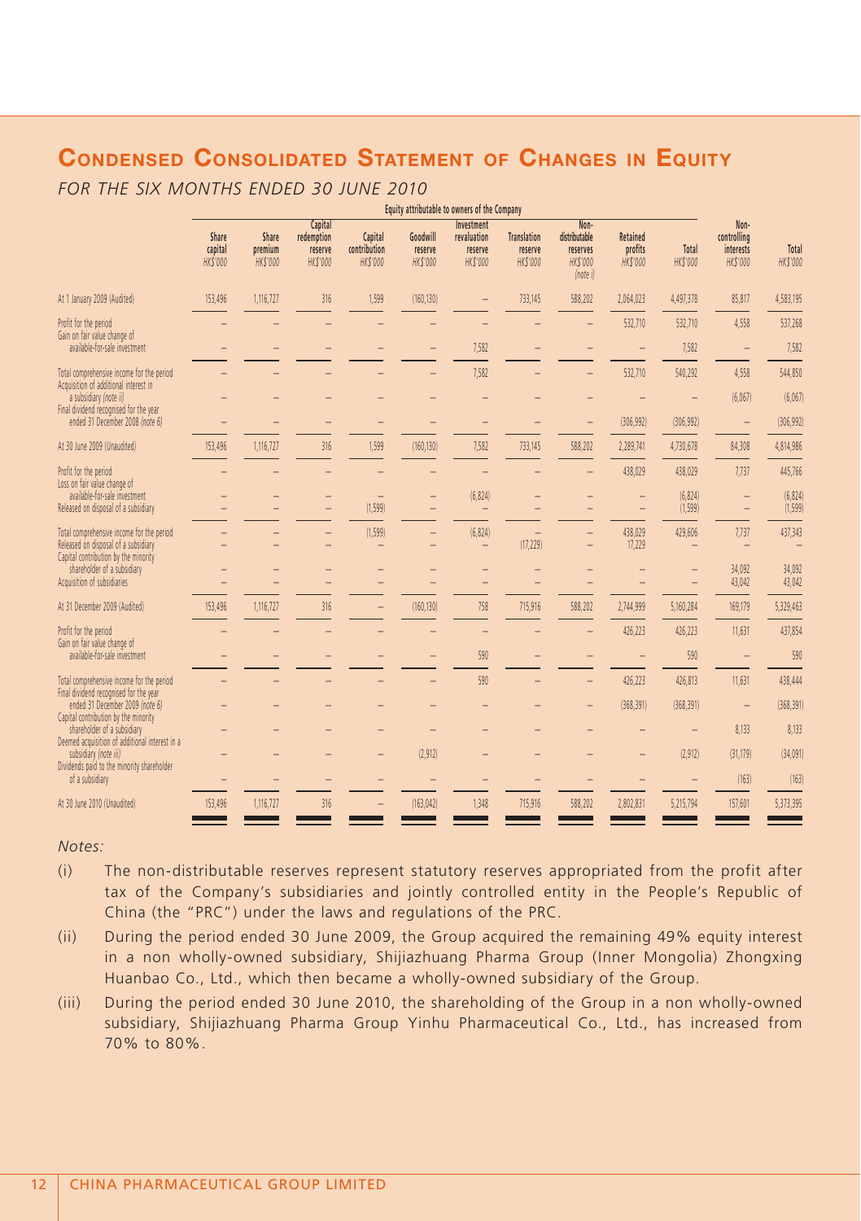# Condensed Consolidated Statement of Changes in Equity

*FOR THE SIX MONTHS ENDED 30 JUNE 2010*

| | Equity attributable to owners of the Company | | | | | | | | | | | |
|---|---|---|---|---|---|---|---|---|---|---|---|---|
| | Share capital HK$'000 | Share premium HK$'000 | Capital redemption reserve HK$'000 | Capital contribution HK$'000 | Goodwill reserve HK$'000 | Investment revaluation reserve HK$'000 | Translation reserve HK$'000 | Non-distributable reserves HK$'000 (note i) | Retained profits HK$'000 | Total HK$'000 | Non-controlling interests HK$'000 | Total HK$'000 |
| At 1 January 2009 (Audited) | 153,496 | 1,116,727 | 316 | 1,599 | (160,130) | – | 733,145 | 588,202 | 2,064,023 | 4,497,378 | 85,817 | 4,583,195 |
| Profit for the period | – | – | – | – | – | – | – | – | 532,710 | 532,710 | 4,558 | 537,268 |
| Gain on fair value change of available-for-sale investment | – | – | – | – | – | 7,582 | – | – | – | 7,582 | – | 7,582 |
| Total comprehensive income for the period | – | – | – | – | – | 7,582 | – | – | 532,710 | 540,292 | 4,558 | 544,850 |
| Acquisition of additional interest in a subsidiary *(note ii)* | – | – | – | – | – | – | – | – | – | – | (6,067) | (6,067) |
| Final dividend recognised for the year ended 31 December 2008 (note 6) | – | – | – | – | – | – | – | – | (306,992) | (306,992) | – | (306,992) |
| At 30 June 2009 (Unaudited) | 153,496 | 1,116,727 | 316 | 1,599 | (160,130) | 7,582 | 733,145 | 588,202 | 2,289,741 | 4,730,678 | 84,308 | 4,814,986 |
| Profit for the period | – | – | – | – | – | – | – | – | 438,029 | 438,029 | 7,737 | 445,766 |
| Loss on fair value change of available-for-sale investment | – | – | – | – | – | (6,824) | – | – | – | (6,824) | – | (6,824) |
| Released on disposal of a subsidiary | – | – | – | (1,599) | – | – | – | – | – | (1,599) | – | (1,599) |
| Total comprehensive income for the period | – | – | – | (1,599) | – | (6,824) | – | – | 438,029 | 429,606 | 7,737 | 437,343 |
| Released on disposal of a subsidiary | – | – | – | – | – | – | (17,229) | – | 17,229 | – | – | – |
| Capital contribution by the minority shareholder of a subsidiary | – | – | – | – | – | – | – | – | – | – | 34,092 | 34,092 |
| Acquisition of subsidiaries | – | – | – | – | – | – | – | – | – | – | 43,042 | 43,042 |
| At 31 December 2009 (Audited) | 153,496 | 1,116,727 | 316 | – | (160,130) | 758 | 715,916 | 588,202 | 2,744,999 | 5,160,284 | 169,179 | 5,329,463 |
| Profit for the period | – | – | – | – | – | – | – | – | 426,223 | 426,223 | 11,631 | 437,854 |
| Gain on fair value change of available-for-sale investment | – | – | – | – | – | 590 | – | – | – | 590 | – | 590 |
| Total comprehensive income for the period | – | – | – | – | – | 590 | – | – | 426,223 | 426,813 | 11,631 | 438,444 |
| Final dividend recognised for the year ended 31 December 2009 (note 6) | – | – | – | – | – | – | – | – | (368,391) | (368,391) | – | (368,391) |
| Capital contribution by the minority shareholder of a subsidiary | – | – | – | – | – | – | – | – | – | – | 8,133 | 8,133 |
| Deemed acquisition of additional interest in a subsidiary *(note iii)* | – | – | – | – | (2,912) | – | – | – | – | (2,912) | (31,179) | (34,091) |
| Dividends paid to the minority shareholder of a subsidiary | – | – | – | – | – | – | – | – | – | – | (163) | (163) |
| At 30 June 2010 (Unaudited) | 153,496 | 1,116,727 | 316 | – | (163,042) | 1,348 | 715,916 | 588,202 | 2,802,831 | 5,215,794 | 157,601 | 5,373,395 |

*Notes:*

(i) The non-distributable reserves represent statutory reserves appropriated from the profit after tax of the Company's subsidiaries and jointly controlled entity in the People's Republic of China (the "PRC") under the laws and regulations of the PRC.

(ii) During the period ended 30 June 2009, the Group acquired the remaining 49% equity interest in a non wholly-owned subsidiary, Shijiazhuang Pharma Group (Inner Mongolia) Zhongxing Huanbao Co., Ltd., which then became a wholly-owned subsidiary of the Group.

(iii) During the period ended 30 June 2010, the shareholding of the Group in a non wholly-owned subsidiary, Shijiazhuang Pharma Group Yinhu Pharmaceutical Co., Ltd., has increased from 70% to 80%.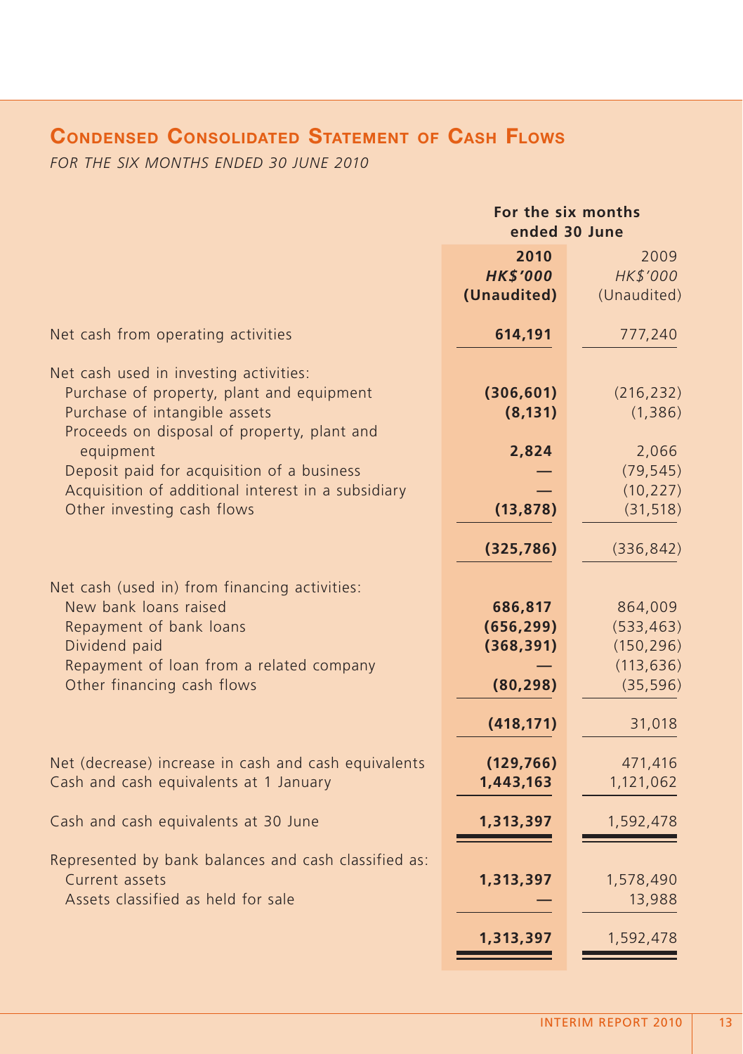## Condensed Consolidated Statement of Cash Flows

*FOR THE SIX MONTHS ENDED 30 JUNE 2010*

| | For the six months ended 30 June | |
|---|---|---|
| | **2010** | 2009 |
| | ***HK$'000*** | *HK$'000* |
| | **(Unaudited)** | (Unaudited) |
| Net cash from operating activities | **614,191** | 777,240 |
| Net cash used in investing activities: | | |
| Purchase of property, plant and equipment | **(306,601)** | (216,232) |
| Purchase of intangible assets | **(8,131)** | (1,386) |
| Proceeds on disposal of property, plant and equipment | **2,824** | 2,066 |
| Deposit paid for acquisition of a business | **—** | (79,545) |
| Acquisition of additional interest in a subsidiary | **—** | (10,227) |
| Other investing cash flows | **(13,878)** | (31,518) |
| | **(325,786)** | (336,842) |
| Net cash (used in) from financing activities: | | |
| New bank loans raised | **686,817** | 864,009 |
| Repayment of bank loans | **(656,299)** | (533,463) |
| Dividend paid | **(368,391)** | (150,296) |
| Repayment of loan from a related company | **—** | (113,636) |
| Other financing cash flows | **(80,298)** | (35,596) |
| | **(418,171)** | 31,018 |
| Net (decrease) increase in cash and cash equivalents | **(129,766)** | 471,416 |
| Cash and cash equivalents at 1 January | **1,443,163** | 1,121,062 |
| Cash and cash equivalents at 30 June | **1,313,397** | 1,592,478 |
| Represented by bank balances and cash classified as: | | |
| Current assets | **1,313,397** | 1,578,490 |
| Assets classified as held for sale | **—** | 13,988 |
| | **1,313,397** | 1,592,478 |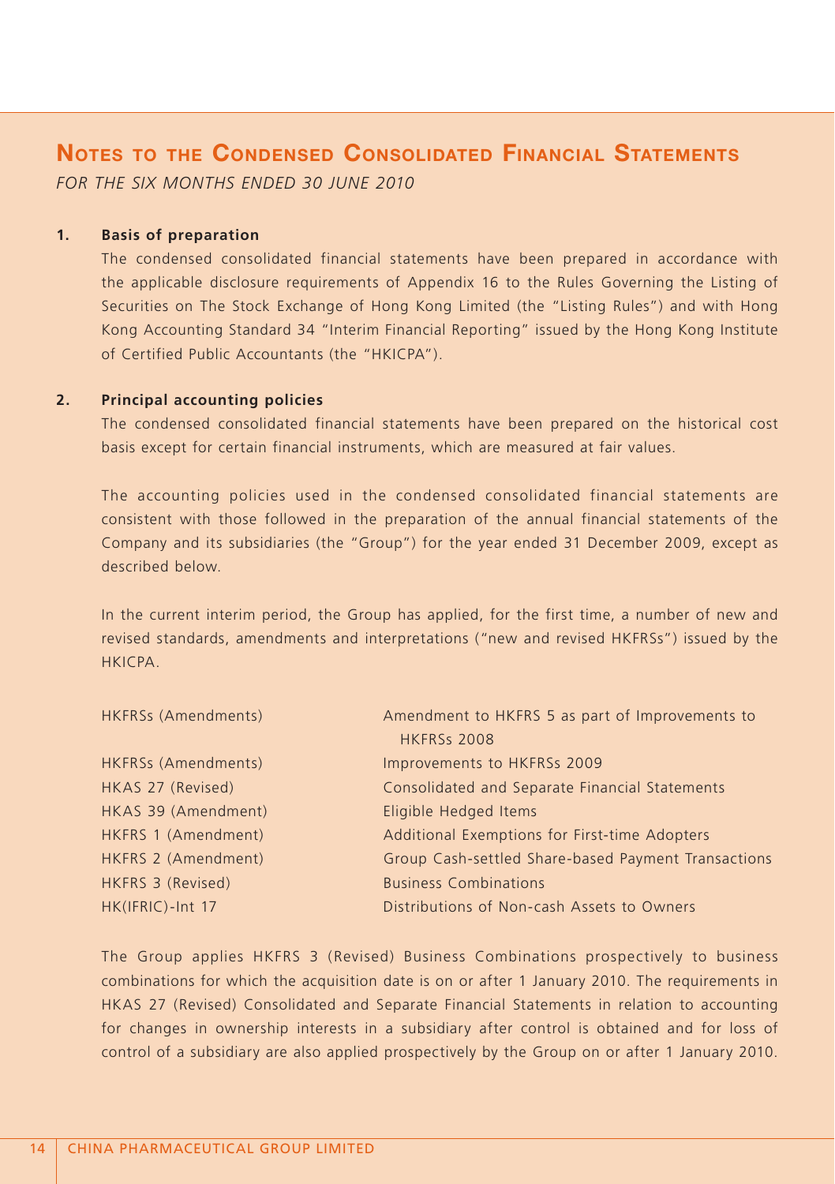# Notes to the Condensed Consolidated Financial Statements

*For the six months ended 30 June 2010*

## 1. Basis of preparation

The condensed consolidated financial statements have been prepared in accordance with the applicable disclosure requirements of Appendix 16 to the Rules Governing the Listing of Securities on The Stock Exchange of Hong Kong Limited (the "Listing Rules") and with Hong Kong Accounting Standard 34 "Interim Financial Reporting" issued by the Hong Kong Institute of Certified Public Accountants (the "HKICPA").

## 2. Principal accounting policies

The condensed consolidated financial statements have been prepared on the historical cost basis except for certain financial instruments, which are measured at fair values.

The accounting policies used in the condensed consolidated financial statements are consistent with those followed in the preparation of the annual financial statements of the Company and its subsidiaries (the "Group") for the year ended 31 December 2009, except as described below.

In the current interim period, the Group has applied, for the first time, a number of new and revised standards, amendments and interpretations ("new and revised HKFRSs") issued by the HKICPA.

| | |
|---|---|
| HKFRSs (Amendments) | Amendment to HKFRS 5 as part of Improvements to HKFRSs 2008 |
| HKFRSs (Amendments) | Improvements to HKFRSs 2009 |
| HKAS 27 (Revised) | Consolidated and Separate Financial Statements |
| HKAS 39 (Amendment) | Eligible Hedged Items |
| HKFRS 1 (Amendment) | Additional Exemptions for First-time Adopters |
| HKFRS 2 (Amendment) | Group Cash-settled Share-based Payment Transactions |
| HKFRS 3 (Revised) | Business Combinations |
| HK(IFRIC)-Int 17 | Distributions of Non-cash Assets to Owners |

The Group applies HKFRS 3 (Revised) Business Combinations prospectively to business combinations for which the acquisition date is on or after 1 January 2010. The requirements in HKAS 27 (Revised) Consolidated and Separate Financial Statements in relation to accounting for changes in ownership interests in a subsidiary after control is obtained and for loss of control of a subsidiary are also applied prospectively by the Group on or after 1 January 2010.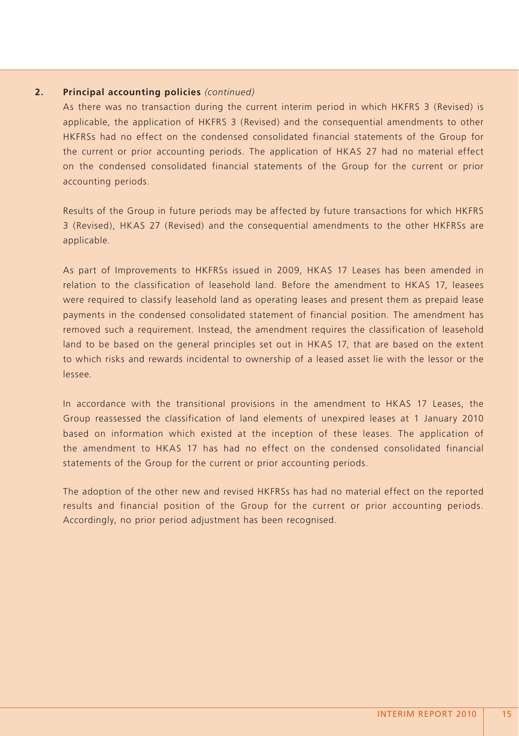**2. Principal accounting policies** *(continued)*

As there was no transaction during the current interim period in which HKFRS 3 (Revised) is applicable, the application of HKFRS 3 (Revised) and the consequential amendments to other HKFRSs had no effect on the condensed consolidated financial statements of the Group for the current or prior accounting periods. The application of HKAS 27 had no material effect on the condensed consolidated financial statements of the Group for the current or prior accounting periods.

Results of the Group in future periods may be affected by future transactions for which HKFRS 3 (Revised), HKAS 27 (Revised) and the consequential amendments to the other HKFRSs are applicable.

As part of Improvements to HKFRSs issued in 2009, HKAS 17 Leases has been amended in relation to the classification of leasehold land. Before the amendment to HKAS 17, leasees were required to classify leasehold land as operating leases and present them as prepaid lease payments in the condensed consolidated statement of financial position. The amendment has removed such a requirement. Instead, the amendment requires the classification of leasehold land to be based on the general principles set out in HKAS 17, that are based on the extent to which risks and rewards incidental to ownership of a leased asset lie with the lessor or the lessee.

In accordance with the transitional provisions in the amendment to HKAS 17 Leases, the Group reassessed the classification of land elements of unexpired leases at 1 January 2010 based on information which existed at the inception of these leases. The application of the amendment to HKAS 17 has had no effect on the condensed consolidated financial statements of the Group for the current or prior accounting periods.

The adoption of the other new and revised HKFRSs has had no material effect on the reported results and financial position of the Group for the current or prior accounting periods. Accordingly, no prior period adjustment has been recognised.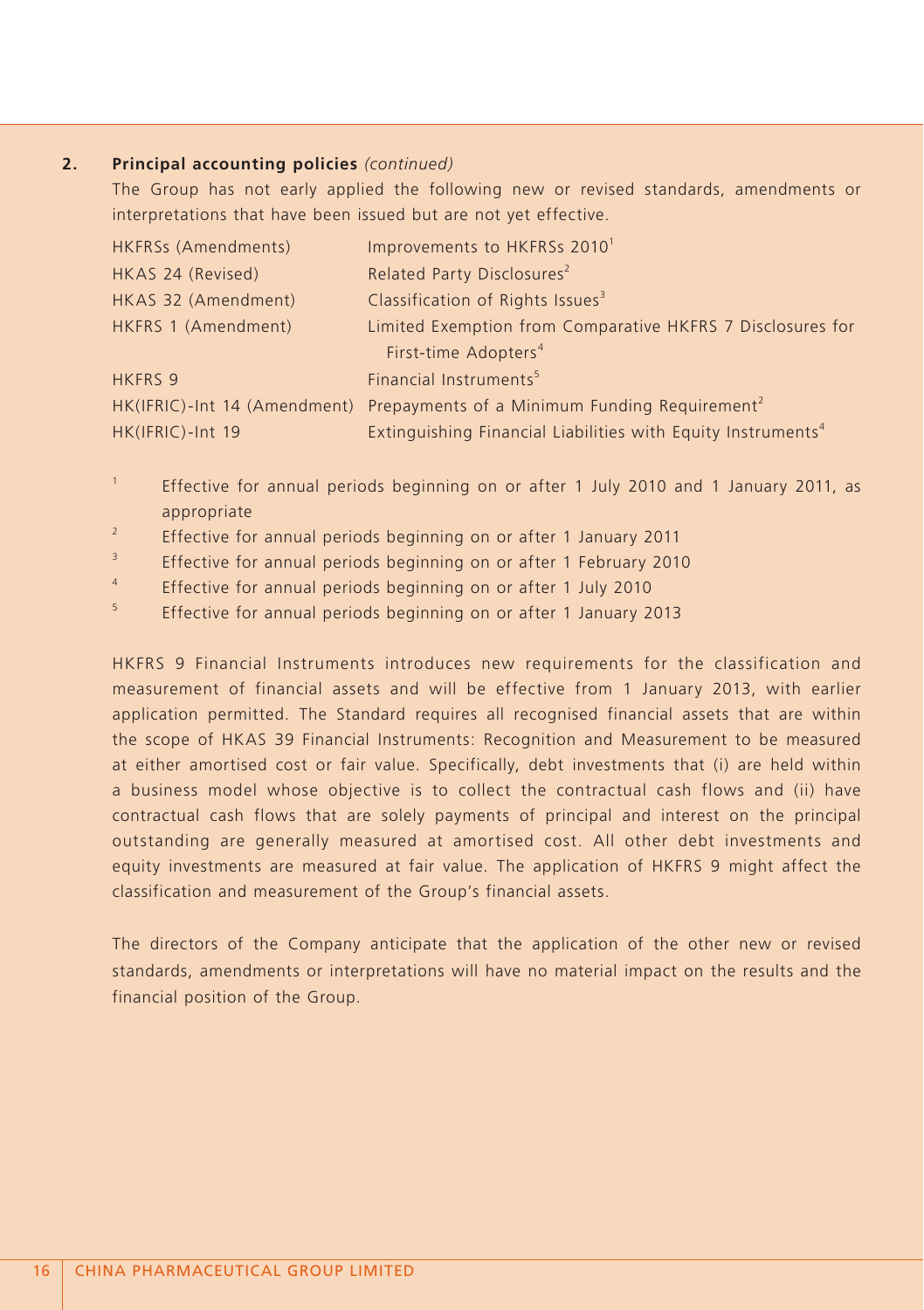## 2. Principal accounting policies *(continued)*

The Group has not early applied the following new or revised standards, amendments or interpretations that have been issued but are not yet effective.

| | |
|---|---|
| HKFRSs (Amendments) | Improvements to HKFRSs 2010[1] |
| HKAS 24 (Revised) | Related Party Disclosures[2] |
| HKAS 32 (Amendment) | Classification of Rights Issues[3] |
| HKFRS 1 (Amendment) | Limited Exemption from Comparative HKFRS 7 Disclosures for First-time Adopters[4] |
| HKFRS 9 | Financial Instruments[5] |
| HK(IFRIC)-Int 14 (Amendment) | Prepayments of a Minimum Funding Requirement[2] |
| HK(IFRIC)-Int 19 | Extinguishing Financial Liabilities with Equity Instruments[4] |

[1] Effective for annual periods beginning on or after 1 July 2010 and 1 January 2011, as appropriate

[2] Effective for annual periods beginning on or after 1 January 2011

[3] Effective for annual periods beginning on or after 1 February 2010

[4] Effective for annual periods beginning on or after 1 July 2010

[5] Effective for annual periods beginning on or after 1 January 2013

HKFRS 9 Financial Instruments introduces new requirements for the classification and measurement of financial assets and will be effective from 1 January 2013, with earlier application permitted. The Standard requires all recognised financial assets that are within the scope of HKAS 39 Financial Instruments: Recognition and Measurement to be measured at either amortised cost or fair value. Specifically, debt investments that (i) are held within a business model whose objective is to collect the contractual cash flows and (ii) have contractual cash flows that are solely payments of principal and interest on the principal outstanding are generally measured at amortised cost. All other debt investments and equity investments are measured at fair value. The application of HKFRS 9 might affect the classification and measurement of the Group's financial assets.

The directors of the Company anticipate that the application of the other new or revised standards, amendments or interpretations will have no material impact on the results and the financial position of the Group.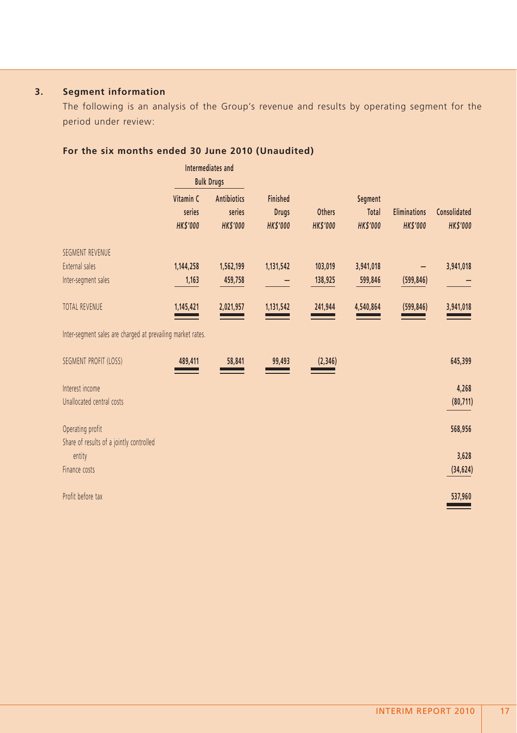### 3. Segment information

The following is an analysis of the Group's revenue and results by operating segment for the period under review:

**For the six months ended 30 June 2010 (Unaudited)**

| | Intermediates and Bulk Drugs | | | | | | |
|---|---|---|---|---|---|---|---|
| | Vitamin C series *HK$'000* | Antibiotics series *HK$'000* | Finished Drugs *HK$'000* | Others *HK$'000* | Segment Total *HK$'000* | Eliminations *HK$'000* | Consolidated *HK$'000* |
| SEGMENT REVENUE | | | | | | | |
| External sales | 1,144,258 | 1,562,199 | 1,131,542 | 103,019 | 3,941,018 | – | 3,941,018 |
| Inter-segment sales | 1,163 | 459,758 | – | 138,925 | 599,846 | (599,846) | – |
| TOTAL REVENUE | 1,145,421 | 2,021,957 | 1,131,542 | 241,944 | 4,540,864 | (599,846) | 3,941,018 |

Inter-segment sales are charged at prevailing market rates.

| | Vitamin C series *HK$'000* | Antibiotics series *HK$'000* | Finished Drugs *HK$'000* | Others *HK$'000* | Segment Total *HK$'000* | Eliminations *HK$'000* | Consolidated *HK$'000* |
|---|---|---|---|---|---|---|---|
| SEGMENT PROFIT (LOSS) | 489,411 | 58,841 | 99,493 | (2,346) | | | 645,399 |
| Interest income | | | | | | | 4,268 |
| Unallocated central costs | | | | | | | (80,711) |
| Operating profit | | | | | | | 568,956 |
| Share of results of a jointly controlled entity | | | | | | | 3,628 |
| Finance costs | | | | | | | (34,624) |
| Profit before tax | | | | | | | 537,960 |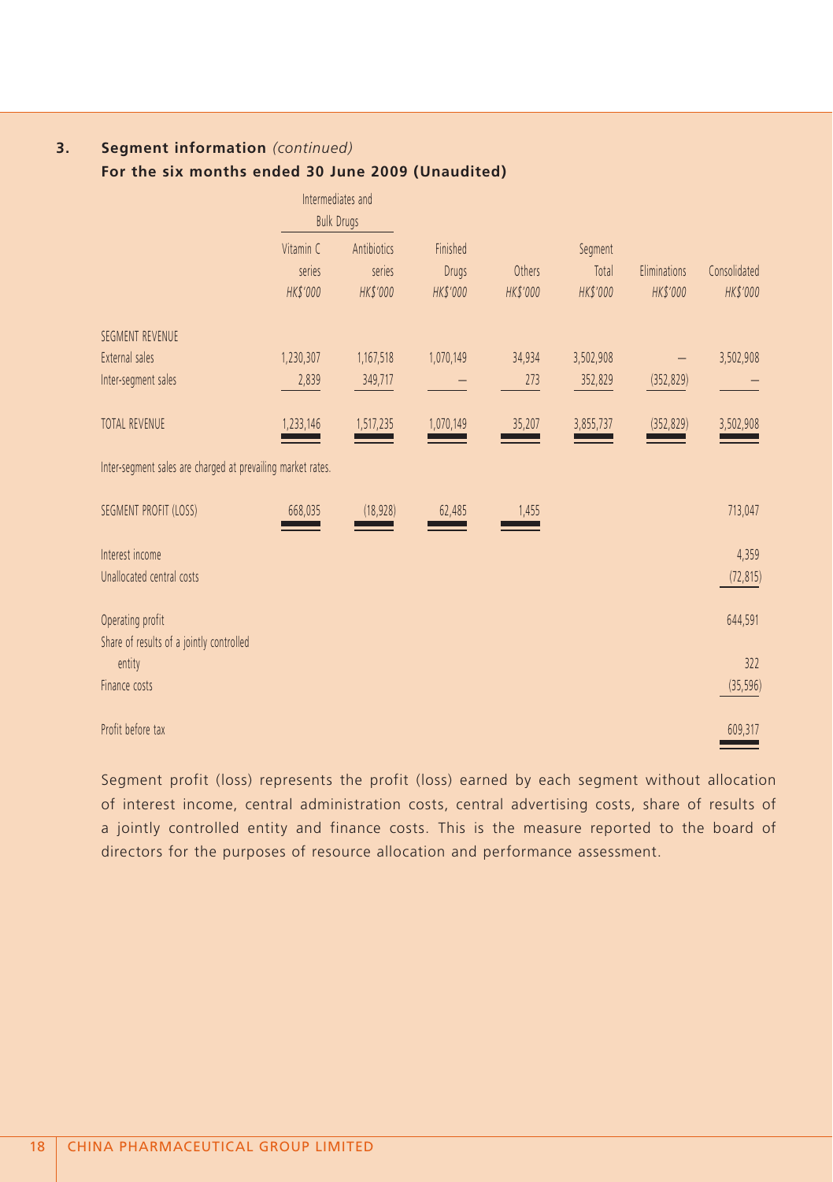### 3. Segment information *(continued)*

**For the six months ended 30 June 2009 (Unaudited)**

| | Intermediates and Bulk Drugs | | | | | | |
|---|---|---|---|---|---|---|---|
| | Vitamin C series *HK$'000* | Antibiotics series *HK$'000* | Finished Drugs *HK$'000* | Others *HK$'000* | Segment Total *HK$'000* | Eliminations *HK$'000* | Consolidated *HK$'000* |
| SEGMENT REVENUE | | | | | | | |
| External sales | 1,230,307 | 1,167,518 | 1,070,149 | 34,934 | 3,502,908 | – | 3,502,908 |
| Inter-segment sales | 2,839 | 349,717 | – | 273 | 352,829 | (352,829) | – |
| TOTAL REVENUE | 1,233,146 | 1,517,235 | 1,070,149 | 35,207 | 3,855,737 | (352,829) | 3,502,908 |

Inter-segment sales are charged at prevailing market rates.

| | Vitamin C series *HK$'000* | Antibiotics series *HK$'000* | Finished Drugs *HK$'000* | Others *HK$'000* | Segment Total *HK$'000* | Eliminations *HK$'000* | Consolidated *HK$'000* |
|---|---|---|---|---|---|---|---|
| SEGMENT PROFIT (LOSS) | 668,035 | (18,928) | 62,485 | 1,455 | | | 713,047 |
| Interest income | | | | | | | 4,359 |
| Unallocated central costs | | | | | | | (72,815) |
| Operating profit | | | | | | | 644,591 |
| Share of results of a jointly controlled entity | | | | | | | 322 |
| Finance costs | | | | | | | (35,596) |
| Profit before tax | | | | | | | 609,317 |

Segment profit (loss) represents the profit (loss) earned by each segment without allocation of interest income, central administration costs, central advertising costs, share of results of a jointly controlled entity and finance costs. This is the measure reported to the board of directors for the purposes of resource allocation and performance assessment.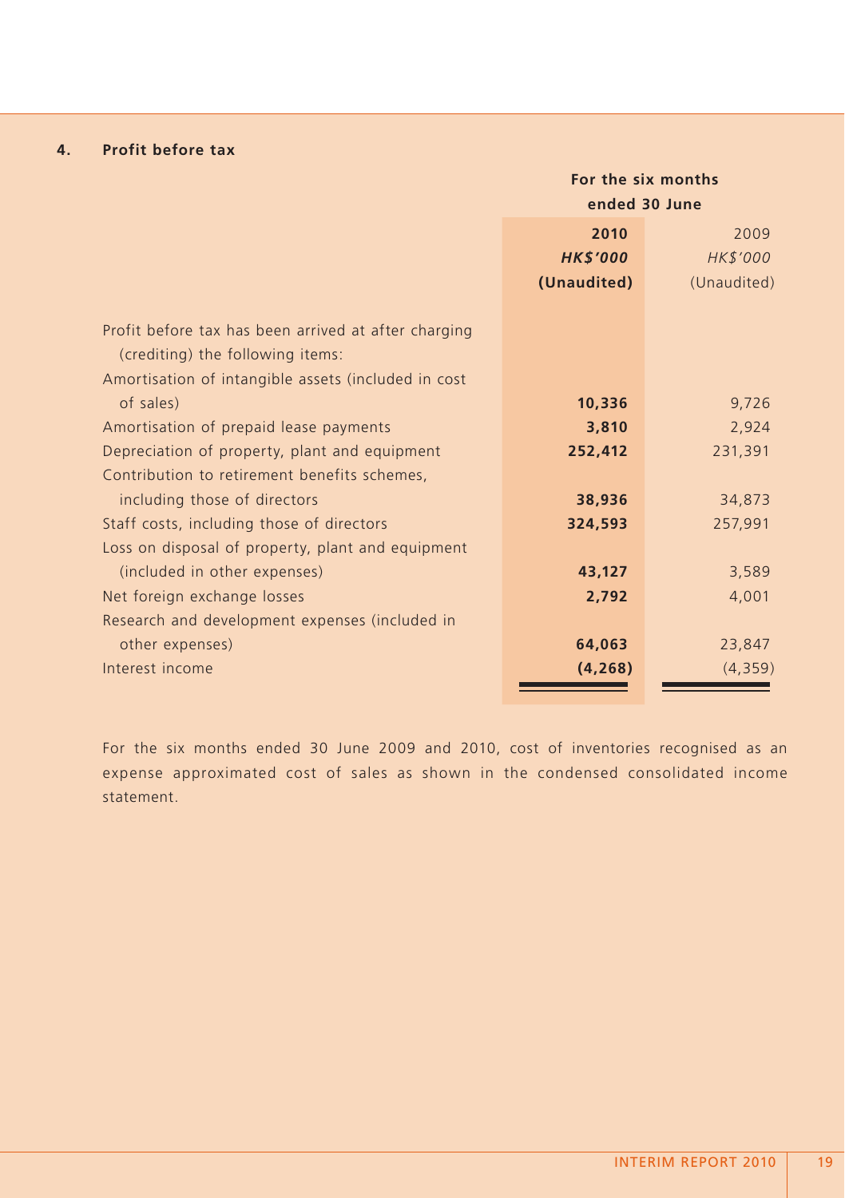## 4. Profit before tax

| | For the six months ended 30 June | |
|---|---|---|
| | **2010** | 2009 |
| | ***HK$'000*** | *HK$'000* |
| | **(Unaudited)** | (Unaudited) |
| Profit before tax has been arrived at after charging (crediting) the following items: | | |
| Amortisation of intangible assets (included in cost of sales) | **10,336** | 9,726 |
| Amortisation of prepaid lease payments | **3,810** | 2,924 |
| Depreciation of property, plant and equipment | **252,412** | 231,391 |
| Contribution to retirement benefits schemes, including those of directors | **38,936** | 34,873 |
| Staff costs, including those of directors | **324,593** | 257,991 |
| Loss on disposal of property, plant and equipment (included in other expenses) | **43,127** | 3,589 |
| Net foreign exchange losses | **2,792** | 4,001 |
| Research and development expenses (included in other expenses) | **64,063** | 23,847 |
| Interest income | **(4,268)** | (4,359) |

For the six months ended 30 June 2009 and 2010, cost of inventories recognised as an expense approximated cost of sales as shown in the condensed consolidated income statement.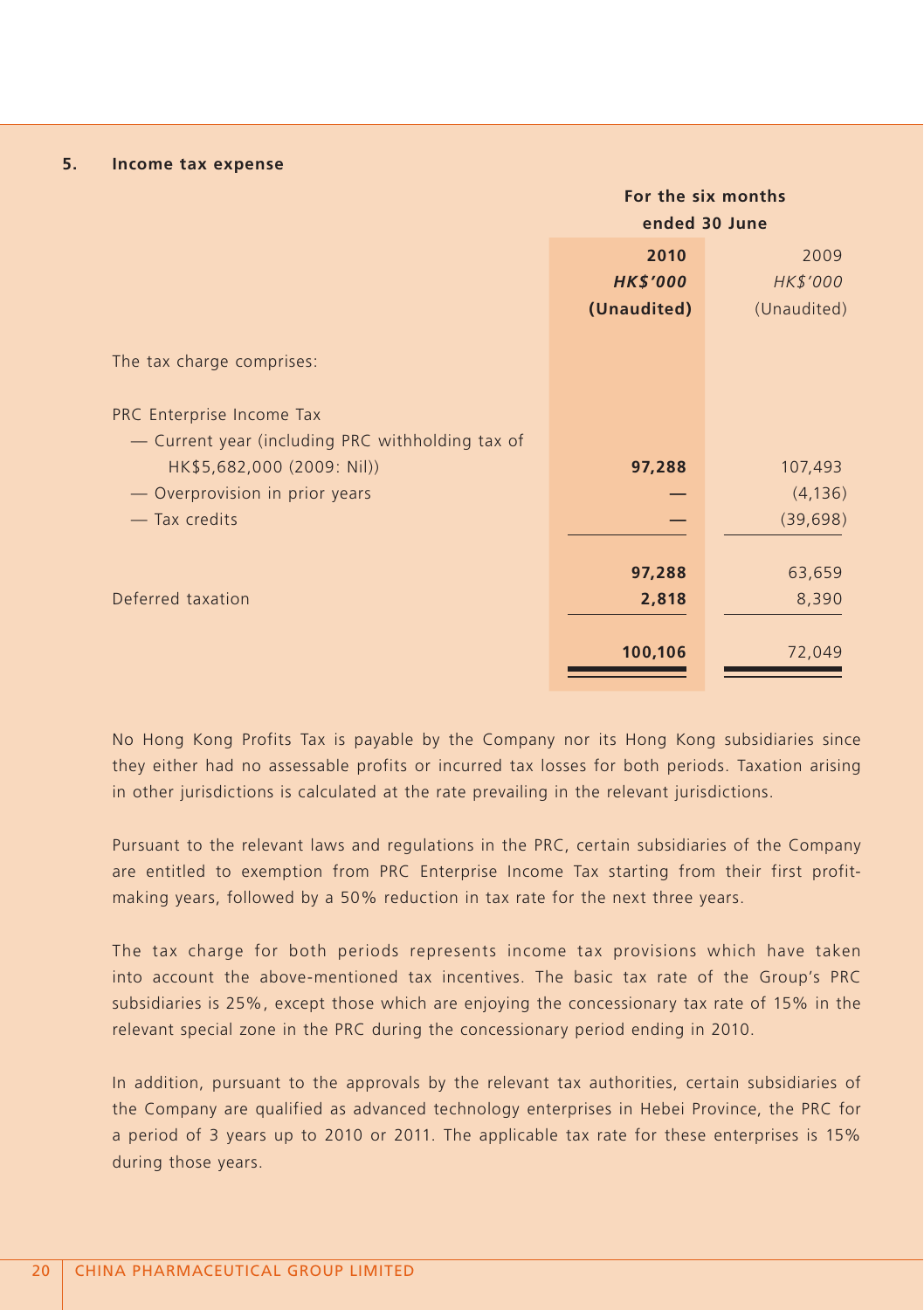## 5. Income tax expense

| | For the six months ended 30 June | |
|---|---|---|
| | **2010** | 2009 |
| | ***HK$'000*** | *HK$'000* |
| | **(Unaudited)** | (Unaudited) |
| The tax charge comprises: | | |
| PRC Enterprise Income Tax | | |
| — Current year (including PRC withholding tax of HK$5,682,000 (2009: Nil)) | **97,288** | 107,493 |
| — Overprovision in prior years | **—** | (4,136) |
| — Tax credits | **—** | (39,698) |
| | **97,288** | 63,659 |
| Deferred taxation | **2,818** | 8,390 |
| | **100,106** | 72,049 |

No Hong Kong Profits Tax is payable by the Company nor its Hong Kong subsidiaries since they either had no assessable profits or incurred tax losses for both periods. Taxation arising in other jurisdictions is calculated at the rate prevailing in the relevant jurisdictions.

Pursuant to the relevant laws and regulations in the PRC, certain subsidiaries of the Company are entitled to exemption from PRC Enterprise Income Tax starting from their first profit-making years, followed by a 50% reduction in tax rate for the next three years.

The tax charge for both periods represents income tax provisions which have taken into account the above-mentioned tax incentives. The basic tax rate of the Group's PRC subsidiaries is 25%, except those which are enjoying the concessionary tax rate of 15% in the relevant special zone in the PRC during the concessionary period ending in 2010.

In addition, pursuant to the approvals by the relevant tax authorities, certain subsidiaries of the Company are qualified as advanced technology enterprises in Hebei Province, the PRC for a period of 3 years up to 2010 or 2011. The applicable tax rate for these enterprises is 15% during those years.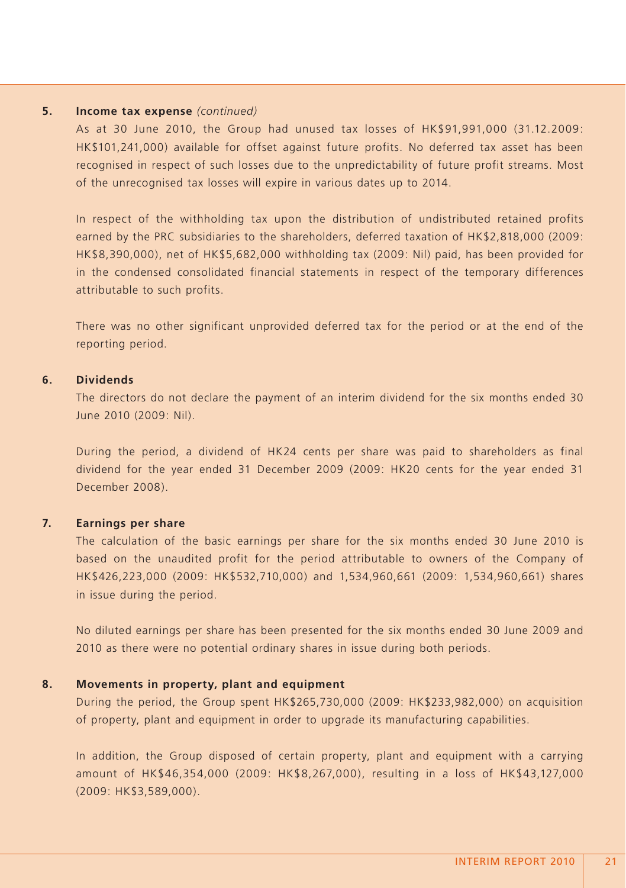**5. Income tax expense** *(continued)*

As at 30 June 2010, the Group had unused tax losses of HK$91,991,000 (31.12.2009: HK$101,241,000) available for offset against future profits. No deferred tax asset has been recognised in respect of such losses due to the unpredictability of future profit streams. Most of the unrecognised tax losses will expire in various dates up to 2014.

In respect of the withholding tax upon the distribution of undistributed retained profits earned by the PRC subsidiaries to the shareholders, deferred taxation of HK$2,818,000 (2009: HK$8,390,000), net of HK$5,682,000 withholding tax (2009: Nil) paid, has been provided for in the condensed consolidated financial statements in respect of the temporary differences attributable to such profits.

There was no other significant unprovided deferred tax for the period or at the end of the reporting period.

**6. Dividends**

The directors do not declare the payment of an interim dividend for the six months ended 30 June 2010 (2009: Nil).

During the period, a dividend of HK24 cents per share was paid to shareholders as final dividend for the year ended 31 December 2009 (2009: HK20 cents for the year ended 31 December 2008).

**7. Earnings per share**

The calculation of the basic earnings per share for the six months ended 30 June 2010 is based on the unaudited profit for the period attributable to owners of the Company of HK$426,223,000 (2009: HK$532,710,000) and 1,534,960,661 (2009: 1,534,960,661) shares in issue during the period.

No diluted earnings per share has been presented for the six months ended 30 June 2009 and 2010 as there were no potential ordinary shares in issue during both periods.

**8. Movements in property, plant and equipment**

During the period, the Group spent HK$265,730,000 (2009: HK$233,982,000) on acquisition of property, plant and equipment in order to upgrade its manufacturing capabilities.

In addition, the Group disposed of certain property, plant and equipment with a carrying amount of HK$46,354,000 (2009: HK$8,267,000), resulting in a loss of HK$43,127,000 (2009: HK$3,589,000).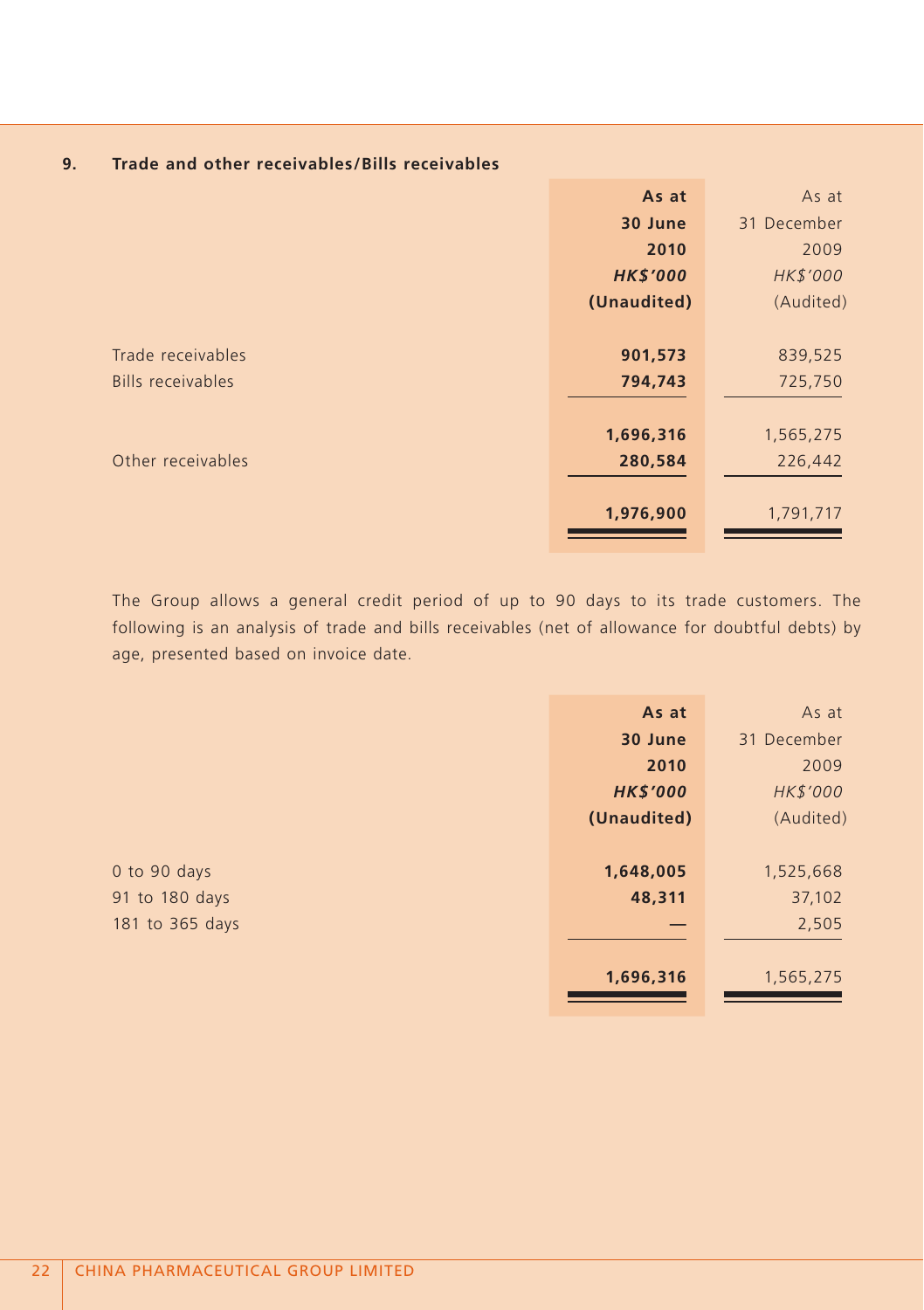### 9. Trade and other receivables/Bills receivables

| | **As at 30 June 2010** | As at 31 December 2009 |
|---|---|---|
| | ***HK$'000*** | *HK$'000* |
| | **(Unaudited)** | (Audited) |
| Trade receivables | **901,573** | 839,525 |
| Bills receivables | **794,743** | 725,750 |
| | **1,696,316** | 1,565,275 |
| Other receivables | **280,584** | 226,442 |
| | **1,976,900** | 1,791,717 |

The Group allows a general credit period of up to 90 days to its trade customers. The following is an analysis of trade and bills receivables (net of allowance for doubtful debts) by age, presented based on invoice date.

| | **As at 30 June 2010** | As at 31 December 2009 |
|---|---|---|
| | ***HK$'000*** | *HK$'000* |
| | **(Unaudited)** | (Audited) |
| 0 to 90 days | **1,648,005** | 1,525,668 |
| 91 to 180 days | **48,311** | 37,102 |
| 181 to 365 days | **—** | 2,505 |
| | **1,696,316** | 1,565,275 |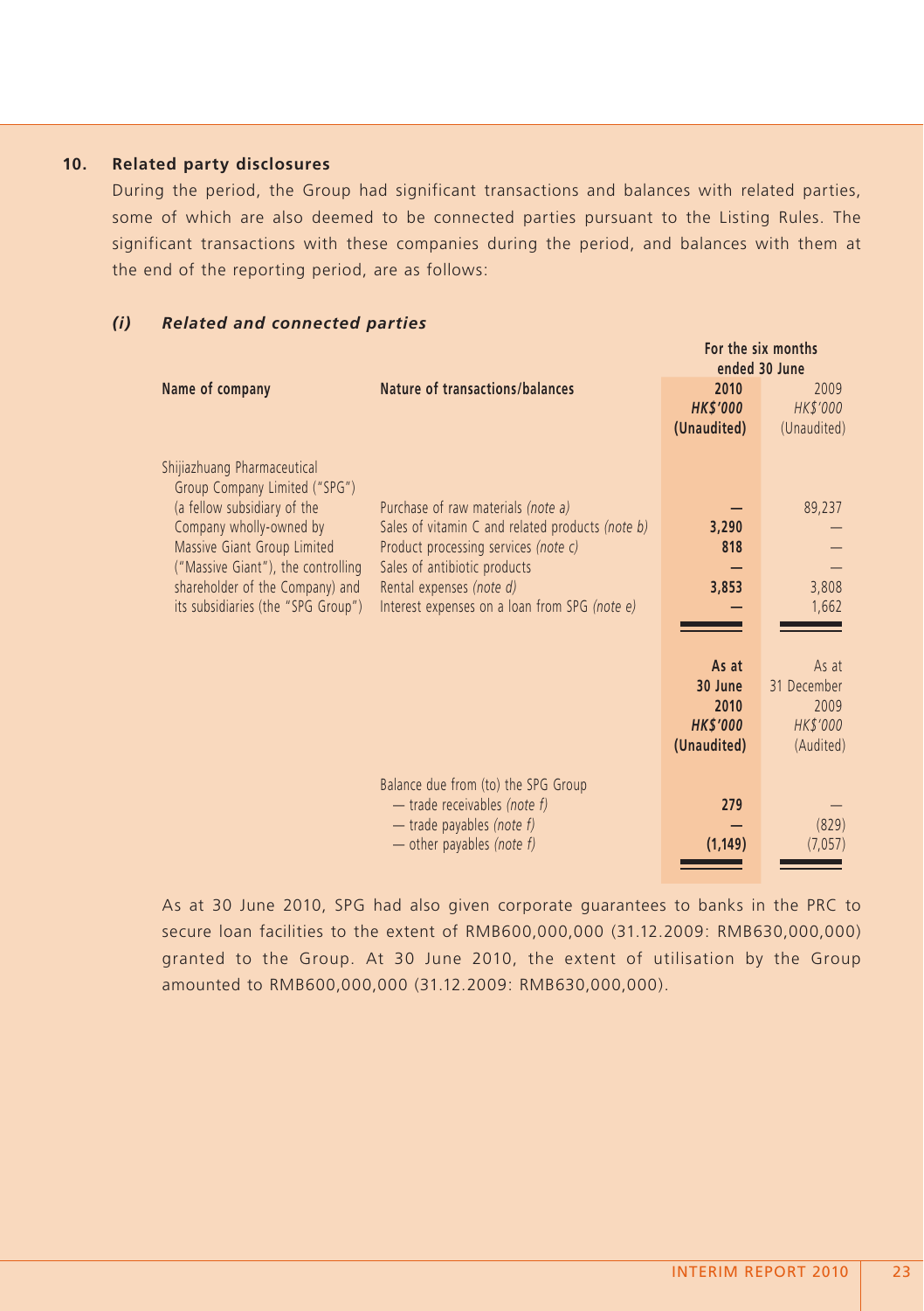## 10. Related party disclosures

During the period, the Group had significant transactions and balances with related parties, some of which are also deemed to be connected parties pursuant to the Listing Rules. The significant transactions with these companies during the period, and balances with them at the end of the reporting period, are as follows:

### *(i) Related and connected parties*

| Name of company | Nature of transactions/balances | For the six months ended 30 June 2010 HK$'000 (Unaudited) | For the six months ended 30 June 2009 HK$'000 (Unaudited) |
|---|---|---|---|
| Shijiazhuang Pharmaceutical Group Company Limited ("SPG") (a fellow subsidiary of the Company wholly-owned by Massive Giant Group Limited ("Massive Giant"), the controlling shareholder of the Company) and its subsidiaries (the "SPG Group") | Purchase of raw materials *(note a)* | — | 89,237 |
| | Sales of vitamin C and related products *(note b)* | 3,290 | — |
| | Product processing services *(note c)* | 818 | — |
| | Sales of antibiotic products | — | — |
| | Rental expenses *(note d)* | 3,853 | 3,808 |
| | Interest expenses on a loan from SPG *(note e)* | — | 1,662 |

| | | As at 30 June 2010 HK$'000 (Unaudited) | As at 31 December 2009 HK$'000 (Audited) |
|---|---|---|---|
| | Balance due from (to) the SPG Group | | |
| | — trade receivables *(note f)* | 279 | — |
| | — trade payables *(note f)* | — | (829) |
| | — other payables *(note f)* | (1,149) | (7,057) |

As at 30 June 2010, SPG had also given corporate guarantees to banks in the PRC to secure loan facilities to the extent of RMB600,000,000 (31.12.2009: RMB630,000,000) granted to the Group. At 30 June 2010, the extent of utilisation by the Group amounted to RMB600,000,000 (31.12.2009: RMB630,000,000).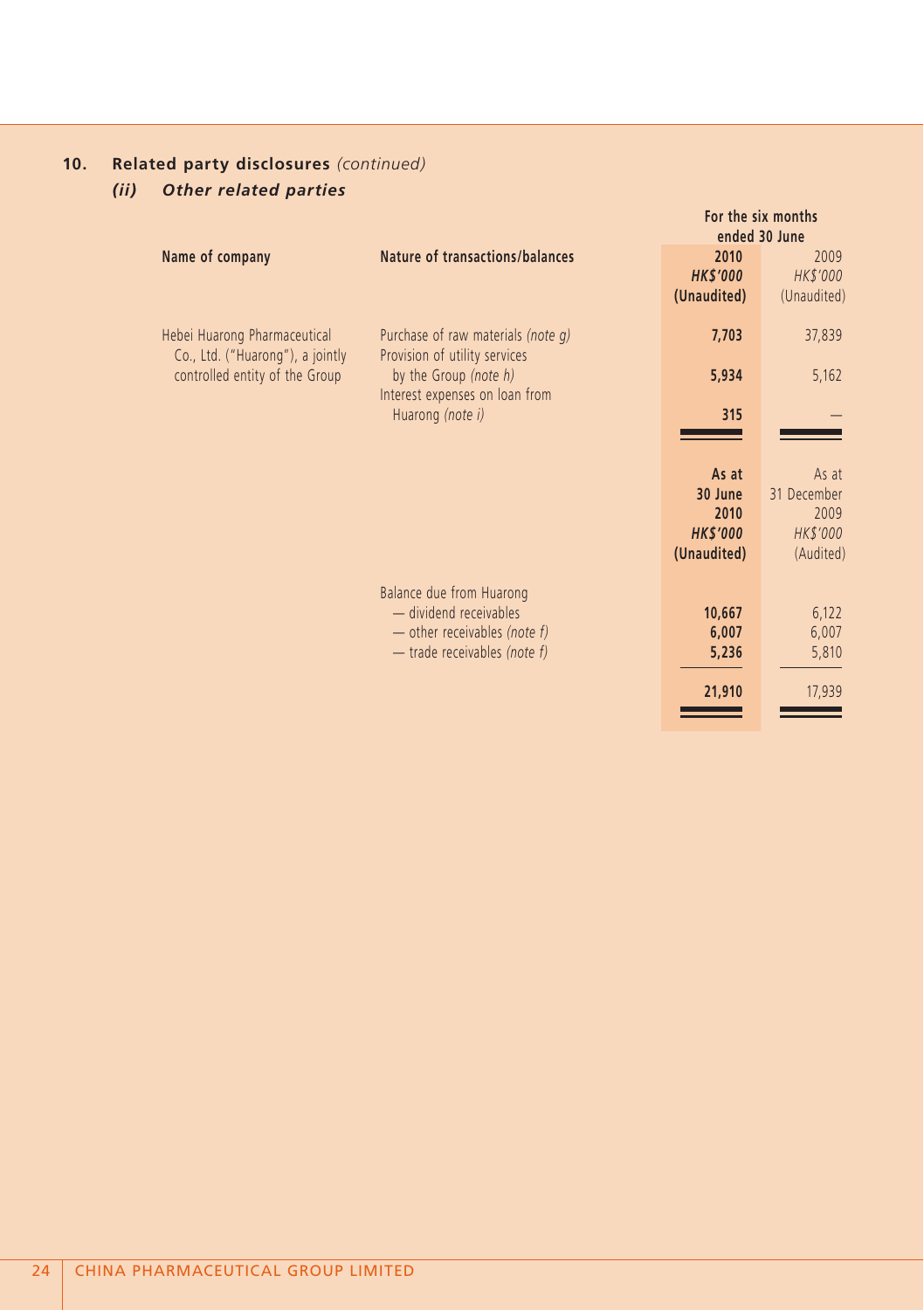## 10. Related party disclosures *(continued)*

### *(ii) Other related parties*

| Name of company | Nature of transactions/balances | For the six months ended 30 June 2010 HK$'000 (Unaudited) | 2009 HK$'000 (Unaudited) |
|---|---|---|---|
| Hebei Huarong Pharmaceutical Co., Ltd. ("Huarong"), a jointly controlled entity of the Group | Purchase of raw materials *(note g)* | **7,703** | 37,839 |
| | Provision of utility services by the Group *(note h)* | **5,934** | 5,162 |
| | Interest expenses on loan from Huarong *(note i)* | **315** | — |

| | | As at 30 June 2010 HK$'000 (Unaudited) | As at 31 December 2009 HK$'000 (Audited) |
|---|---|---|---|
| | Balance due from Huarong | | |
| | — dividend receivables | **10,667** | 6,122 |
| | — other receivables *(note f)* | **6,007** | 6,007 |
| | — trade receivables *(note f)* | **5,236** | 5,810 |
| | | **21,910** | 17,939 |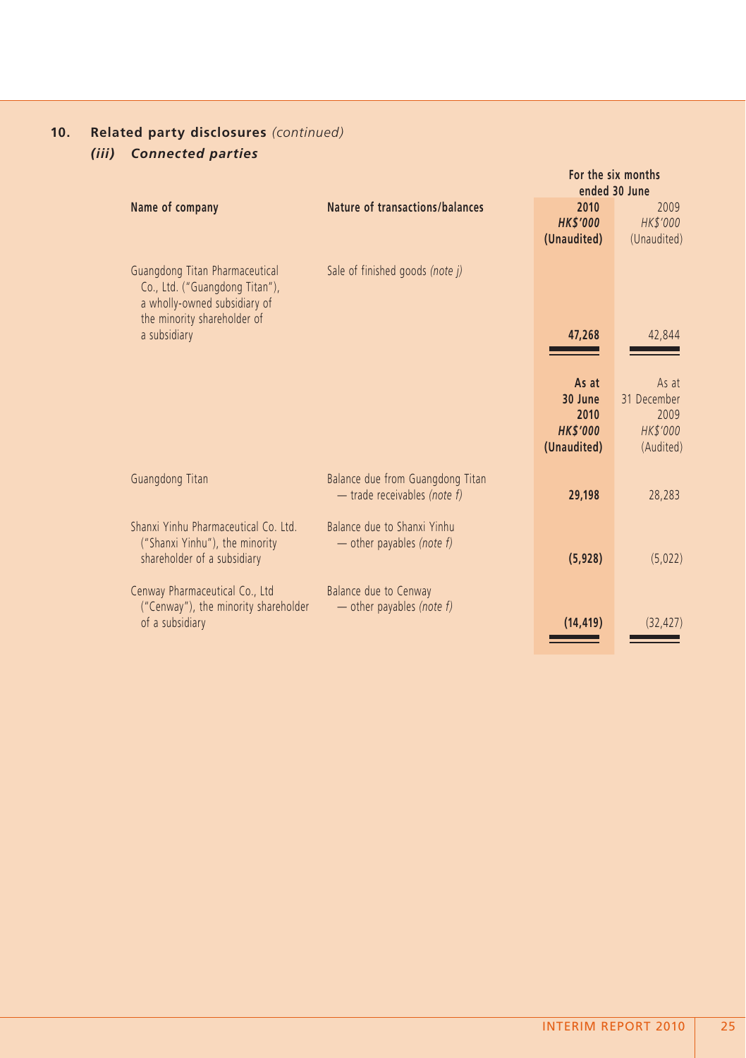## 10. Related party disclosures *(continued)*

### *(iii) Connected parties*

| Name of company | Nature of transactions/balances | For the six months ended 30 June 2010 HK$'000 (Unaudited) | 2009 HK$'000 (Unaudited) |
|---|---|---|---|
| Guangdong Titan Pharmaceutical Co., Ltd. ("Guangdong Titan"), a wholly-owned subsidiary of the minority shareholder of a subsidiary | Sale of finished goods *(note j)* | **47,268** | 42,844 |

| Name of company | Nature of transactions/balances | As at 30 June 2010 HK$'000 (Unaudited) | As at 31 December 2009 HK$'000 (Audited) |
|---|---|---|---|
| Guangdong Titan | Balance due from Guangdong Titan — trade receivables *(note f)* | **29,198** | 28,283 |
| Shanxi Yinhu Pharmaceutical Co. Ltd. ("Shanxi Yinhu"), the minority shareholder of a subsidiary | Balance due to Shanxi Yinhu — other payables *(note f)* | **(5,928)** | (5,022) |
| Cenway Pharmaceutical Co., Ltd ("Cenway"), the minority shareholder of a subsidiary | Balance due to Cenway — other payables *(note f)* | **(14,419)** | (32,427) |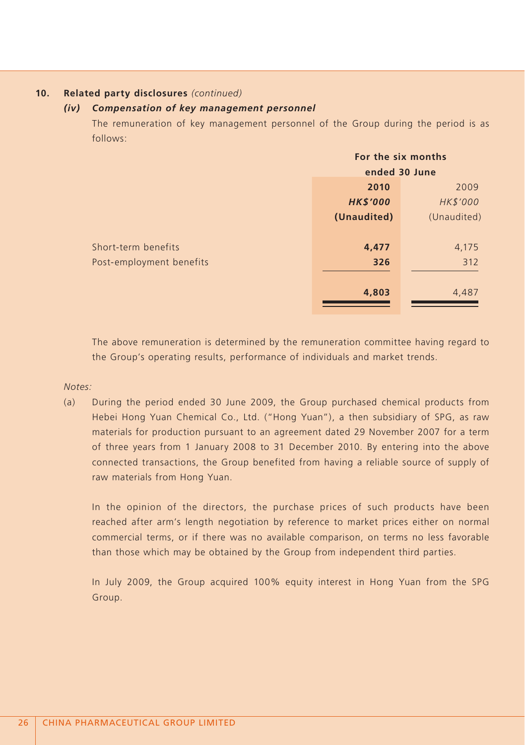## 10. Related party disclosures *(continued)*

### *(iv) Compensation of key management personnel*

The remuneration of key management personnel of the Group during the period is as follows:

| | For the six months ended 30 June | |
|---|---|---|
| | **2010** | 2009 |
| | ***HK$'000*** | *HK$'000* |
| | **(Unaudited)** | (Unaudited) |
| Short-term benefits | **4,477** | 4,175 |
| Post-employment benefits | **326** | 312 |
| | **4,803** | 4,487 |

The above remuneration is determined by the remuneration committee having regard to the Group's operating results, performance of individuals and market trends.

*Notes:*

(a) During the period ended 30 June 2009, the Group purchased chemical products from Hebei Hong Yuan Chemical Co., Ltd. ("Hong Yuan"), a then subsidiary of SPG, as raw materials for production pursuant to an agreement dated 29 November 2007 for a term of three years from 1 January 2008 to 31 December 2010. By entering into the above connected transactions, the Group benefited from having a reliable source of supply of raw materials from Hong Yuan.

In the opinion of the directors, the purchase prices of such products have been reached after arm's length negotiation by reference to market prices either on normal commercial terms, or if there was no available comparison, on terms no less favorable than those which may be obtained by the Group from independent third parties.

In July 2009, the Group acquired 100% equity interest in Hong Yuan from the SPG Group.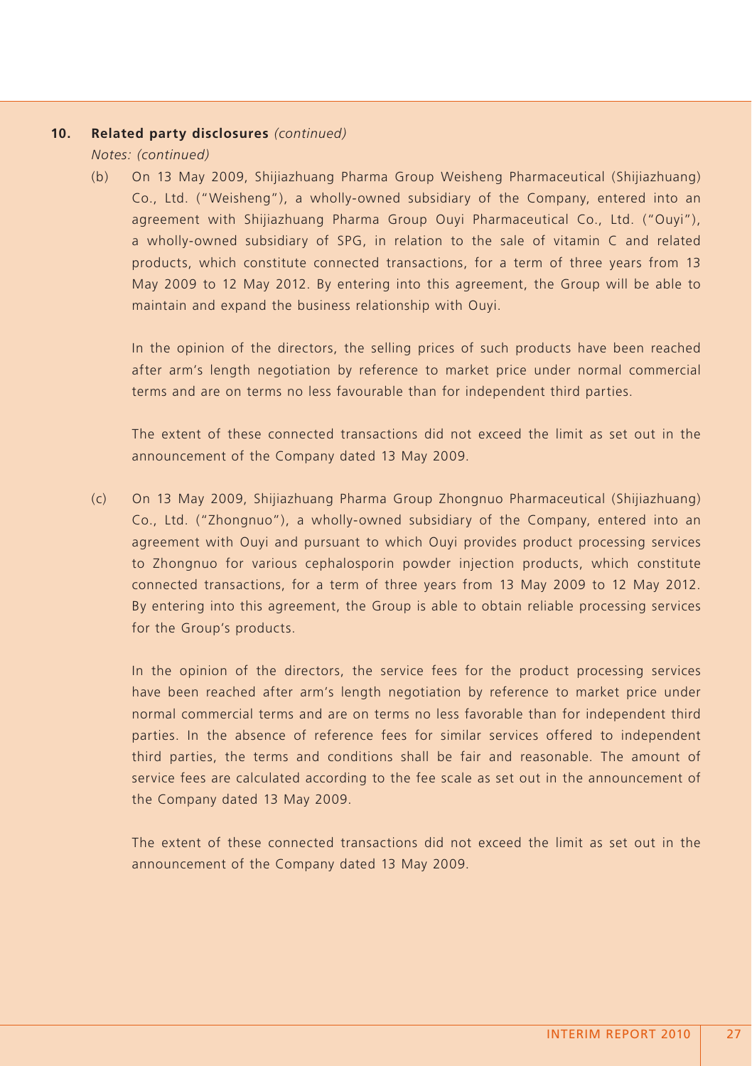## 10. Related party disclosures *(continued)*

*Notes: (continued)*

(b) On 13 May 2009, Shijiazhuang Pharma Group Weisheng Pharmaceutical (Shijiazhuang) Co., Ltd. ("Weisheng"), a wholly-owned subsidiary of the Company, entered into an agreement with Shijiazhuang Pharma Group Ouyi Pharmaceutical Co., Ltd. ("Ouyi"), a wholly-owned subsidiary of SPG, in relation to the sale of vitamin C and related products, which constitute connected transactions, for a term of three years from 13 May 2009 to 12 May 2012. By entering into this agreement, the Group will be able to maintain and expand the business relationship with Ouyi.

In the opinion of the directors, the selling prices of such products have been reached after arm's length negotiation by reference to market price under normal commercial terms and are on terms no less favourable than for independent third parties.

The extent of these connected transactions did not exceed the limit as set out in the announcement of the Company dated 13 May 2009.

(c) On 13 May 2009, Shijiazhuang Pharma Group Zhongnuo Pharmaceutical (Shijiazhuang) Co., Ltd. ("Zhongnuo"), a wholly-owned subsidiary of the Company, entered into an agreement with Ouyi and pursuant to which Ouyi provides product processing services to Zhongnuo for various cephalosporin powder injection products, which constitute connected transactions, for a term of three years from 13 May 2009 to 12 May 2012. By entering into this agreement, the Group is able to obtain reliable processing services for the Group's products.

In the opinion of the directors, the service fees for the product processing services have been reached after arm's length negotiation by reference to market price under normal commercial terms and are on terms no less favorable than for independent third parties. In the absence of reference fees for similar services offered to independent third parties, the terms and conditions shall be fair and reasonable. The amount of service fees are calculated according to the fee scale as set out in the announcement of the Company dated 13 May 2009.

The extent of these connected transactions did not exceed the limit as set out in the announcement of the Company dated 13 May 2009.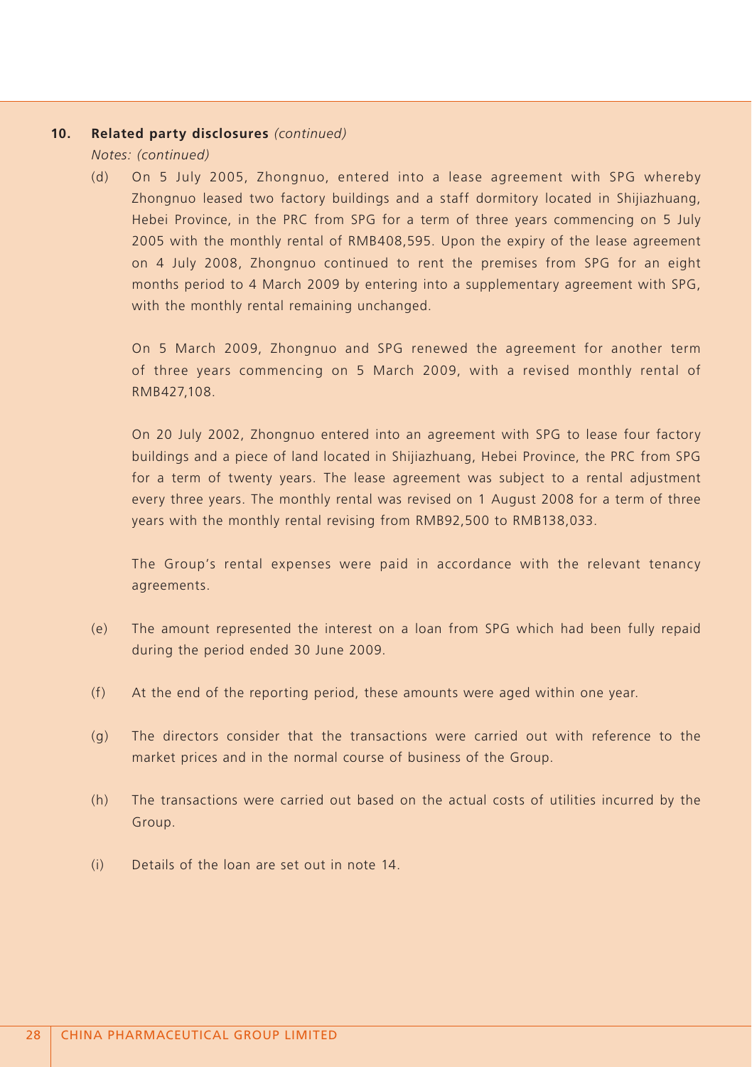**10. Related party disclosures** *(continued)*

*Notes: (continued)*

(d) On 5 July 2005, Zhongnuo, entered into a lease agreement with SPG whereby Zhongnuo leased two factory buildings and a staff dormitory located in Shijiazhuang, Hebei Province, in the PRC from SPG for a term of three years commencing on 5 July 2005 with the monthly rental of RMB408,595. Upon the expiry of the lease agreement on 4 July 2008, Zhongnuo continued to rent the premises from SPG for an eight months period to 4 March 2009 by entering into a supplementary agreement with SPG, with the monthly rental remaining unchanged.

On 5 March 2009, Zhongnuo and SPG renewed the agreement for another term of three years commencing on 5 March 2009, with a revised monthly rental of RMB427,108.

On 20 July 2002, Zhongnuo entered into an agreement with SPG to lease four factory buildings and a piece of land located in Shijiazhuang, Hebei Province, the PRC from SPG for a term of twenty years. The lease agreement was subject to a rental adjustment every three years. The monthly rental was revised on 1 August 2008 for a term of three years with the monthly rental revising from RMB92,500 to RMB138,033.

The Group's rental expenses were paid in accordance with the relevant tenancy agreements.

(e) The amount represented the interest on a loan from SPG which had been fully repaid during the period ended 30 June 2009.

(f) At the end of the reporting period, these amounts were aged within one year.

(g) The directors consider that the transactions were carried out with reference to the market prices and in the normal course of business of the Group.

(h) The transactions were carried out based on the actual costs of utilities incurred by the Group.

(i) Details of the loan are set out in note 14.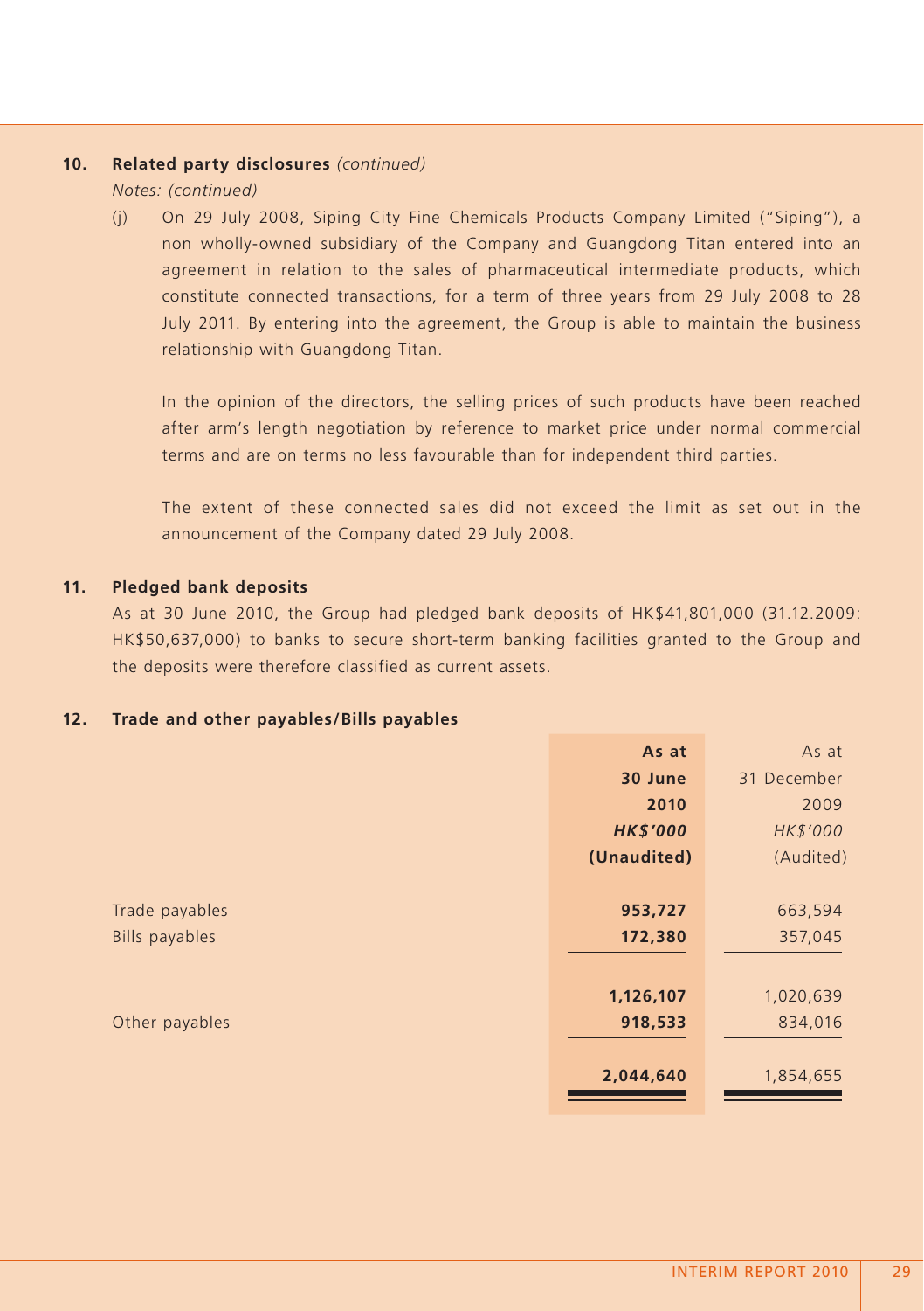## 10. Related party disclosures *(continued)*

*Notes: (continued)*

(j) On 29 July 2008, Siping City Fine Chemicals Products Company Limited ("Siping"), a non wholly-owned subsidiary of the Company and Guangdong Titan entered into an agreement in relation to the sales of pharmaceutical intermediate products, which constitute connected transactions, for a term of three years from 29 July 2008 to 28 July 2011. By entering into the agreement, the Group is able to maintain the business relationship with Guangdong Titan.

In the opinion of the directors, the selling prices of such products have been reached after arm's length negotiation by reference to market price under normal commercial terms and are on terms no less favourable than for independent third parties.

The extent of these connected sales did not exceed the limit as set out in the announcement of the Company dated 29 July 2008.

## 11. Pledged bank deposits

As at 30 June 2010, the Group had pledged bank deposits of HK$41,801,000 (31.12.2009: HK$50,637,000) to banks to secure short-term banking facilities granted to the Group and the deposits were therefore classified as current assets.

## 12. Trade and other payables/Bills payables

| | **As at 30 June 2010** *HK$'000* **(Unaudited)** | As at 31 December 2009 *HK$'000* (Audited) |
|---|---|---|
| Trade payables | **953,727** | 663,594 |
| Bills payables | **172,380** | 357,045 |
| | **1,126,107** | 1,020,639 |
| Other payables | **918,533** | 834,016 |
| | **2,044,640** | 1,854,655 |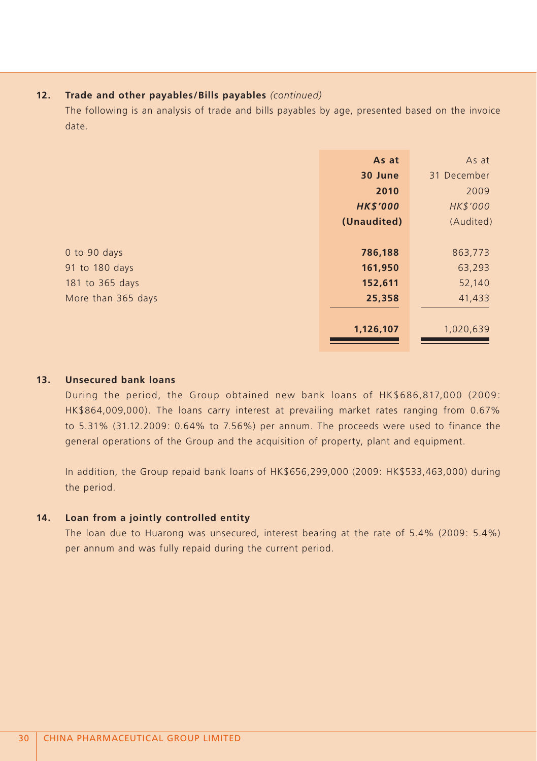## 12. Trade and other payables/Bills payables *(continued)*

The following is an analysis of trade and bills payables by age, presented based on the invoice date.

| | **As at 30 June 2010** | As at 31 December 2009 |
|---|---|---|
| | ***HK$'000*** | *HK$'000* |
| | **(Unaudited)** | (Audited) |
| 0 to 90 days | **786,188** | 863,773 |
| 91 to 180 days | **161,950** | 63,293 |
| 181 to 365 days | **152,611** | 52,140 |
| More than 365 days | **25,358** | 41,433 |
| | **1,126,107** | 1,020,639 |

## 13. Unsecured bank loans

During the period, the Group obtained new bank loans of HK$686,817,000 (2009: HK$864,009,000). The loans carry interest at prevailing market rates ranging from 0.67% to 5.31% (31.12.2009: 0.64% to 7.56%) per annum. The proceeds were used to finance the general operations of the Group and the acquisition of property, plant and equipment.

In addition, the Group repaid bank loans of HK$656,299,000 (2009: HK$533,463,000) during the period.

## 14. Loan from a jointly controlled entity

The loan due to Huarong was unsecured, interest bearing at the rate of 5.4% (2009: 5.4%) per annum and was fully repaid during the current period.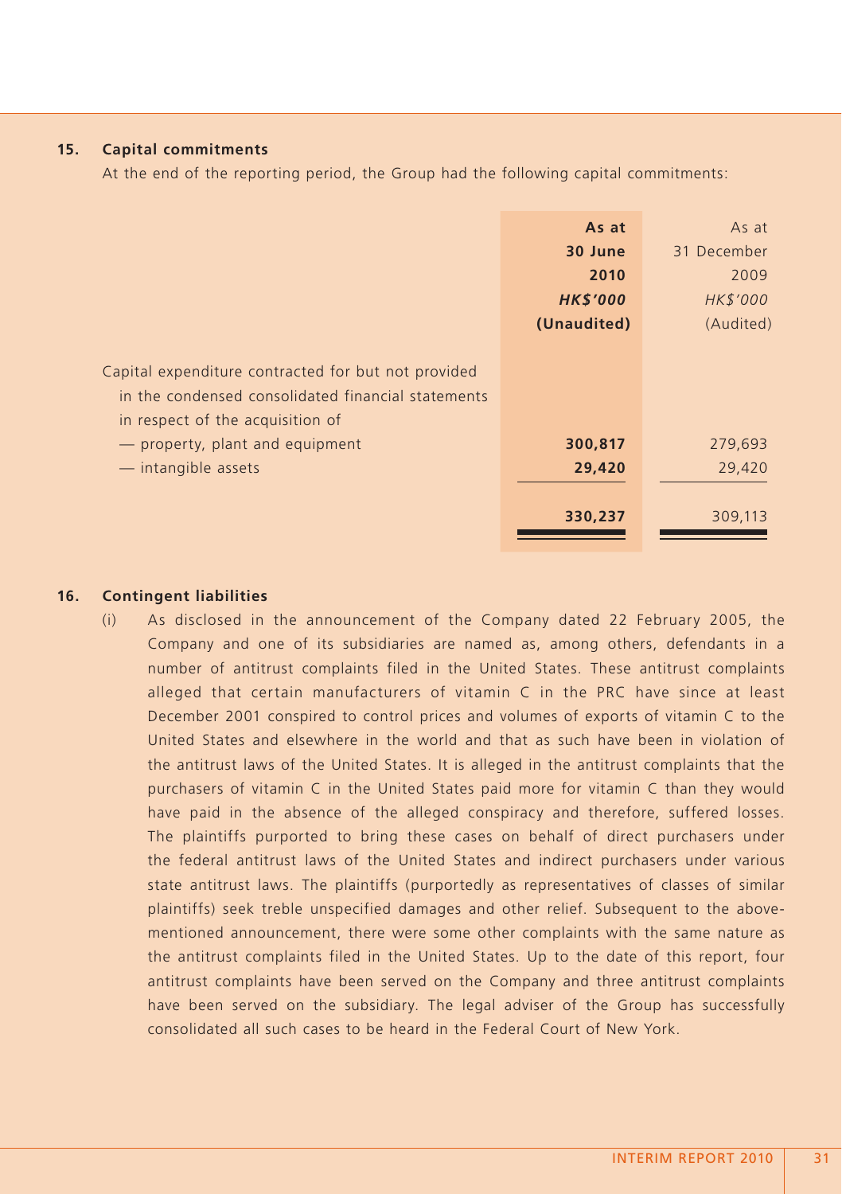## 15. Capital commitments

At the end of the reporting period, the Group had the following capital commitments:

| | **As at 30 June 2010** | As at 31 December 2009 |
|---|---|---|
| | ***HK$'000*** | *HK$'000* |
| | **(Unaudited)** | (Audited) |
| Capital expenditure contracted for but not provided in the condensed consolidated financial statements in respect of the acquisition of | | |
| — property, plant and equipment | **300,817** | 279,693 |
| — intangible assets | **29,420** | 29,420 |
| | **330,237** | 309,113 |

## 16. Contingent liabilities

(i) As disclosed in the announcement of the Company dated 22 February 2005, the Company and one of its subsidiaries are named as, among others, defendants in a number of antitrust complaints filed in the United States. These antitrust complaints alleged that certain manufacturers of vitamin C in the PRC have since at least December 2001 conspired to control prices and volumes of exports of vitamin C to the United States and elsewhere in the world and that as such have been in violation of the antitrust laws of the United States. It is alleged in the antitrust complaints that the purchasers of vitamin C in the United States paid more for vitamin C than they would have paid in the absence of the alleged conspiracy and therefore, suffered losses. The plaintiffs purported to bring these cases on behalf of direct purchasers under the federal antitrust laws of the United States and indirect purchasers under various state antitrust laws. The plaintiffs (purportedly as representatives of classes of similar plaintiffs) seek treble unspecified damages and other relief. Subsequent to the above-mentioned announcement, there were some other complaints with the same nature as the antitrust complaints filed in the United States. Up to the date of this report, four antitrust complaints have been served on the Company and three antitrust complaints have been served on the subsidiary. The legal adviser of the Group has successfully consolidated all such cases to be heard in the Federal Court of New York.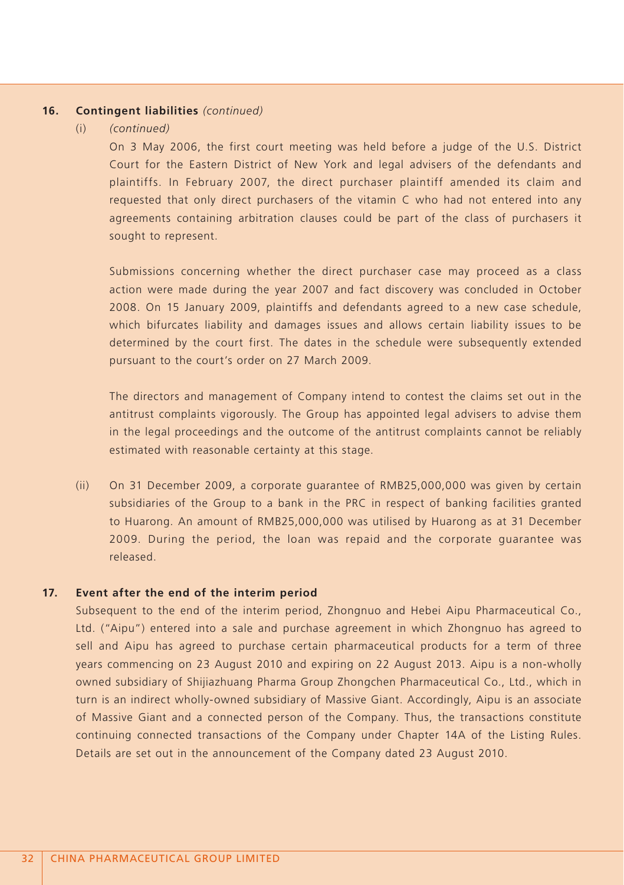**16. Contingent liabilities** *(continued)*

(i) *(continued)*

On 3 May 2006, the first court meeting was held before a judge of the U.S. District Court for the Eastern District of New York and legal advisers of the defendants and plaintiffs. In February 2007, the direct purchaser plaintiff amended its claim and requested that only direct purchasers of the vitamin C who had not entered into any agreements containing arbitration clauses could be part of the class of purchasers it sought to represent.

Submissions concerning whether the direct purchaser case may proceed as a class action were made during the year 2007 and fact discovery was concluded in October 2008. On 15 January 2009, plaintiffs and defendants agreed to a new case schedule, which bifurcates liability and damages issues and allows certain liability issues to be determined by the court first. The dates in the schedule were subsequently extended pursuant to the court's order on 27 March 2009.

The directors and management of Company intend to contest the claims set out in the antitrust complaints vigorously. The Group has appointed legal advisers to advise them in the legal proceedings and the outcome of the antitrust complaints cannot be reliably estimated with reasonable certainty at this stage.

(ii) On 31 December 2009, a corporate guarantee of RMB25,000,000 was given by certain subsidiaries of the Group to a bank in the PRC in respect of banking facilities granted to Huarong. An amount of RMB25,000,000 was utilised by Huarong as at 31 December 2009. During the period, the loan was repaid and the corporate guarantee was released.

**17. Event after the end of the interim period**

Subsequent to the end of the interim period, Zhongnuo and Hebei Aipu Pharmaceutical Co., Ltd. ("Aipu") entered into a sale and purchase agreement in which Zhongnuo has agreed to sell and Aipu has agreed to purchase certain pharmaceutical products for a term of three years commencing on 23 August 2010 and expiring on 22 August 2013. Aipu is a non-wholly owned subsidiary of Shijiazhuang Pharma Group Zhongchen Pharmaceutical Co., Ltd., which in turn is an indirect wholly-owned subsidiary of Massive Giant. Accordingly, Aipu is an associate of Massive Giant and a connected person of the Company. Thus, the transactions constitute continuing connected transactions of the Company under Chapter 14A of the Listing Rules. Details are set out in the announcement of the Company dated 23 August 2010.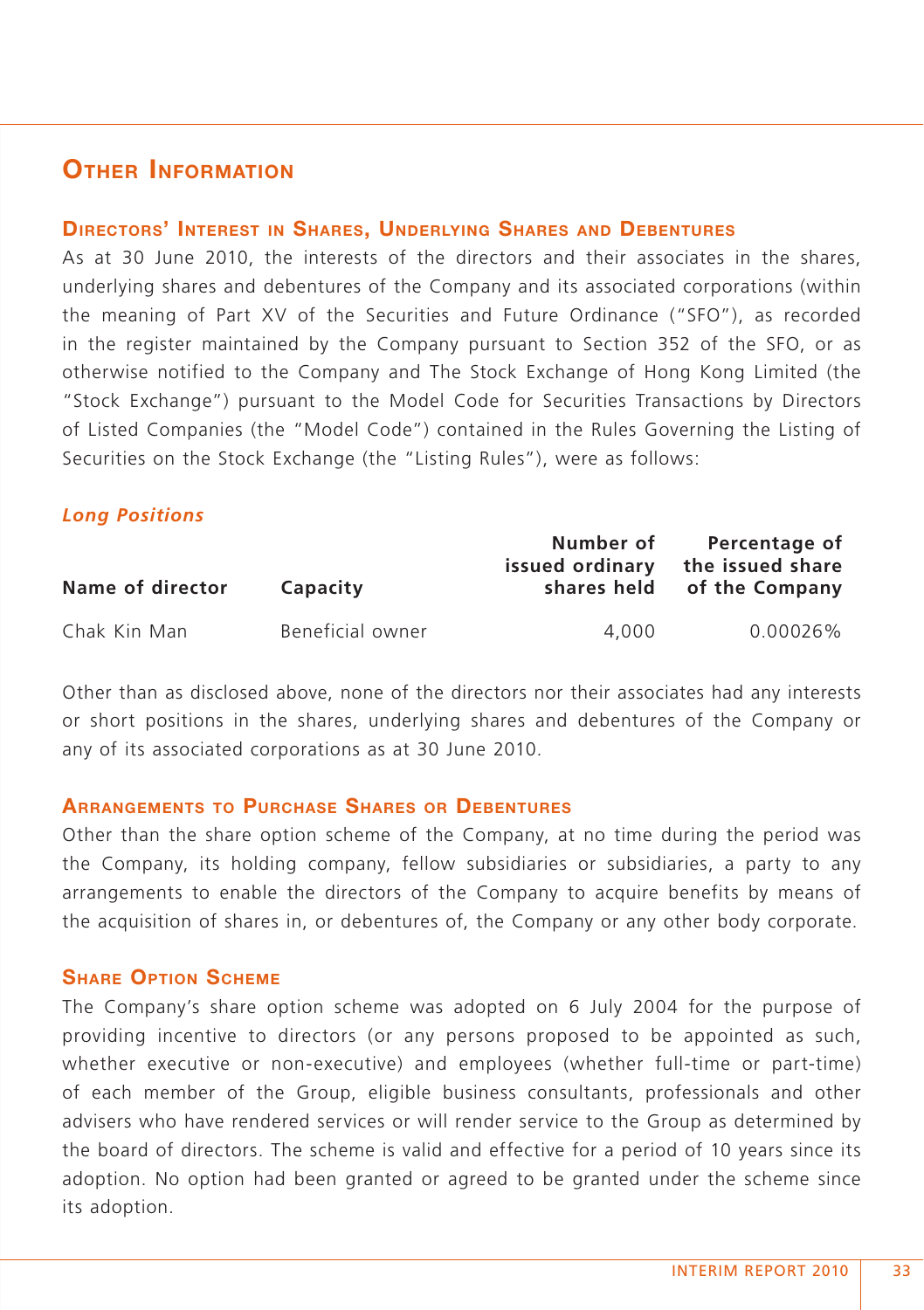# Other Information

## Directors' Interest in Shares, Underlying Shares and Debentures

As at 30 June 2010, the interests of the directors and their associates in the shares, underlying shares and debentures of the Company and its associated corporations (within the meaning of Part XV of the Securities and Future Ordinance ("SFO"), as recorded in the register maintained by the Company pursuant to Section 352 of the SFO, or as otherwise notified to the Company and The Stock Exchange of Hong Kong Limited (the "Stock Exchange") pursuant to the Model Code for Securities Transactions by Directors of Listed Companies (the "Model Code") contained in the Rules Governing the Listing of Securities on the Stock Exchange (the "Listing Rules"), were as follows:

### *Long Positions*

| Name of director | Capacity | Number of issued ordinary shares held | Percentage of the issued share of the Company |
|---|---|---|---|
| Chak Kin Man | Beneficial owner | 4,000 | 0.00026% |

Other than as disclosed above, none of the directors nor their associates had any interests or short positions in the shares, underlying shares and debentures of the Company or any of its associated corporations as at 30 June 2010.

## Arrangements to Purchase Shares or Debentures

Other than the share option scheme of the Company, at no time during the period was the Company, its holding company, fellow subsidiaries or subsidiaries, a party to any arrangements to enable the directors of the Company to acquire benefits by means of the acquisition of shares in, or debentures of, the Company or any other body corporate.

## Share Option Scheme

The Company's share option scheme was adopted on 6 July 2004 for the purpose of providing incentive to directors (or any persons proposed to be appointed as such, whether executive or non-executive) and employees (whether full-time or part-time) of each member of the Group, eligible business consultants, professionals and other advisers who have rendered services or will render service to the Group as determined by the board of directors. The scheme is valid and effective for a period of 10 years since its adoption. No option had been granted or agreed to be granted under the scheme since its adoption.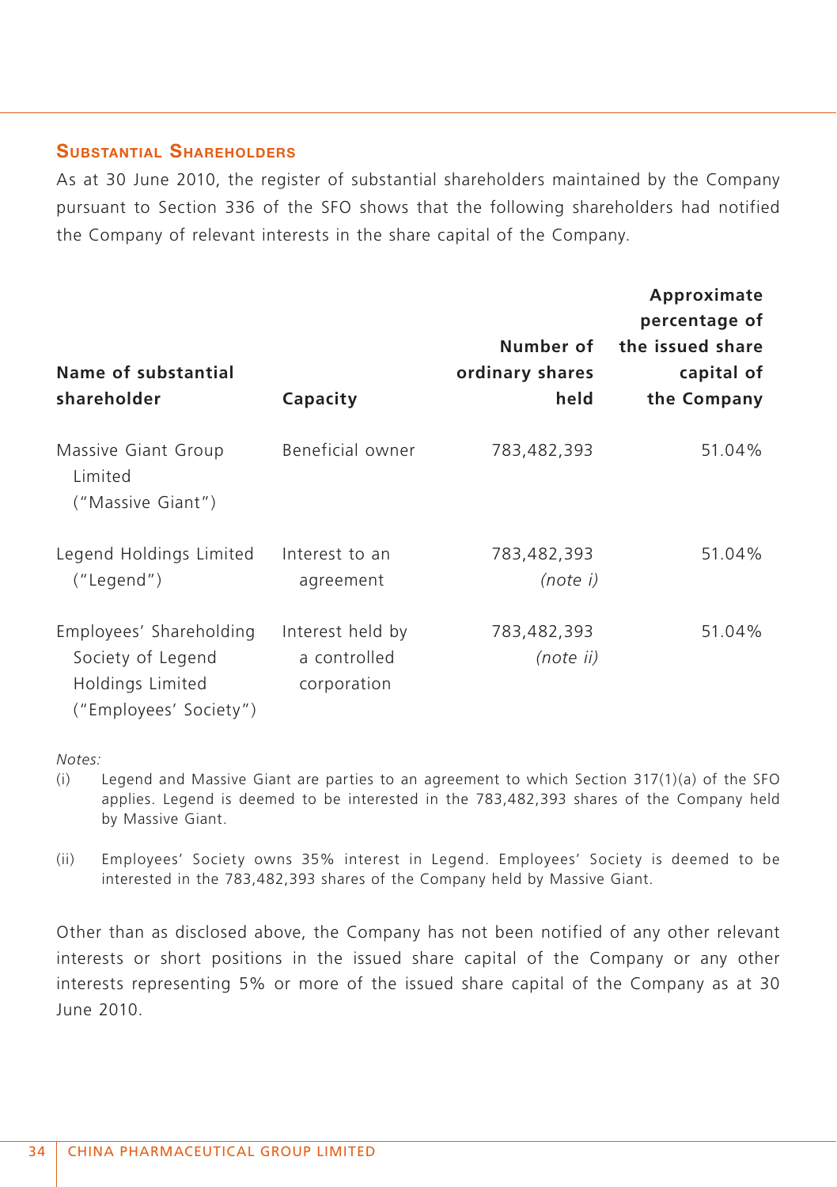## Substantial Shareholders

As at 30 June 2010, the register of substantial shareholders maintained by the Company pursuant to Section 336 of the SFO shows that the following shareholders had notified the Company of relevant interests in the share capital of the Company.

| Name of substantial shareholder | Capacity | Number of ordinary shares held | Approximate percentage of the issued share capital of the Company |
|---|---|---|---|
| Massive Giant Group Limited ("Massive Giant") | Beneficial owner | 783,482,393 | 51.04% |
| Legend Holdings Limited ("Legend") | Interest to an agreement | 783,482,393 *(note i)* | 51.04% |
| Employees' Shareholding Society of Legend Holdings Limited ("Employees' Society") | Interest held by a controlled corporation | 783,482,393 *(note ii)* | 51.04% |

*Notes:*

(i) Legend and Massive Giant are parties to an agreement to which Section 317(1)(a) of the SFO applies. Legend is deemed to be interested in the 783,482,393 shares of the Company held by Massive Giant.

(ii) Employees' Society owns 35% interest in Legend. Employees' Society is deemed to be interested in the 783,482,393 shares of the Company held by Massive Giant.

Other than as disclosed above, the Company has not been notified of any other relevant interests or short positions in the issued share capital of the Company or any other interests representing 5% or more of the issued share capital of the Company as at 30 June 2010.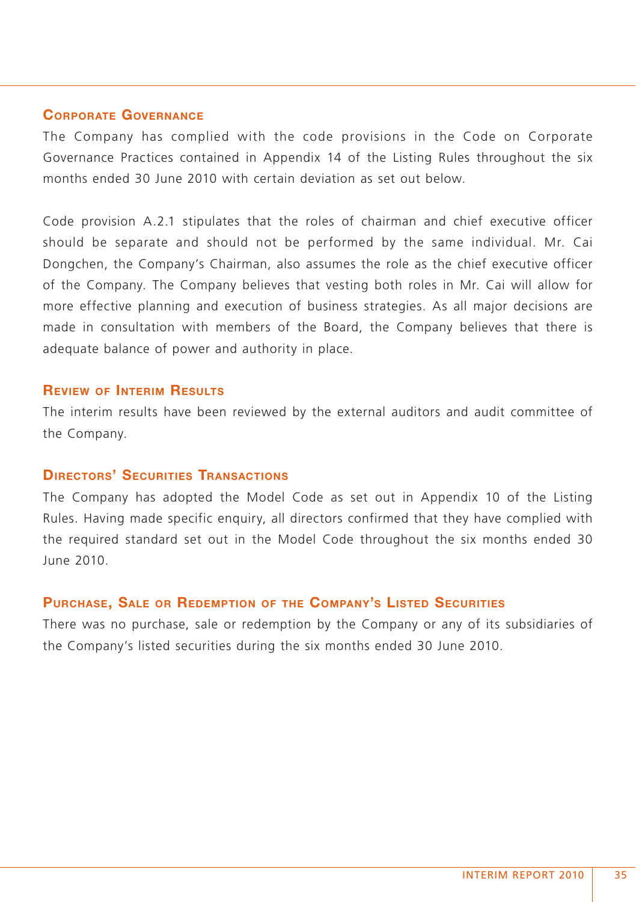## Corporate Governance

The Company has complied with the code provisions in the Code on Corporate Governance Practices contained in Appendix 14 of the Listing Rules throughout the six months ended 30 June 2010 with certain deviation as set out below.

Code provision A.2.1 stipulates that the roles of chairman and chief executive officer should be separate and should not be performed by the same individual. Mr. Cai Dongchen, the Company's Chairman, also assumes the role as the chief executive officer of the Company. The Company believes that vesting both roles in Mr. Cai will allow for more effective planning and execution of business strategies. As all major decisions are made in consultation with members of the Board, the Company believes that there is adequate balance of power and authority in place.

## Review of Interim Results

The interim results have been reviewed by the external auditors and audit committee of the Company.

## Directors' Securities Transactions

The Company has adopted the Model Code as set out in Appendix 10 of the Listing Rules. Having made specific enquiry, all directors confirmed that they have complied with the required standard set out in the Model Code throughout the six months ended 30 June 2010.

## Purchase, Sale or Redemption of the Company's Listed Securities

There was no purchase, sale or redemption by the Company or any of its subsidiaries of the Company's listed securities during the six months ended 30 June 2010.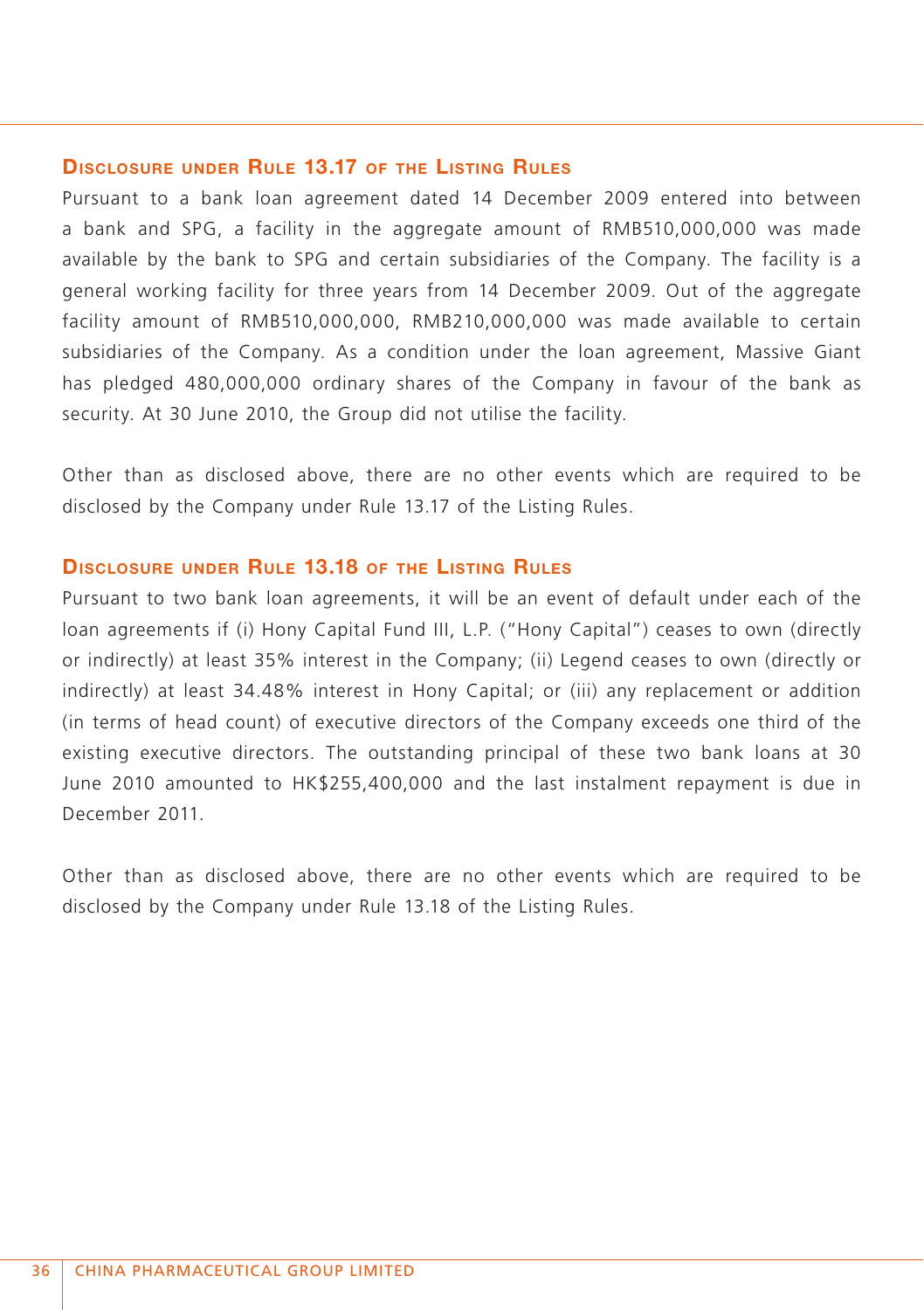## Disclosure under Rule 13.17 of the Listing Rules

Pursuant to a bank loan agreement dated 14 December 2009 entered into between a bank and SPG, a facility in the aggregate amount of RMB510,000,000 was made available by the bank to SPG and certain subsidiaries of the Company. The facility is a general working facility for three years from 14 December 2009. Out of the aggregate facility amount of RMB510,000,000, RMB210,000,000 was made available to certain subsidiaries of the Company. As a condition under the loan agreement, Massive Giant has pledged 480,000,000 ordinary shares of the Company in favour of the bank as security. At 30 June 2010, the Group did not utilise the facility.

Other than as disclosed above, there are no other events which are required to be disclosed by the Company under Rule 13.17 of the Listing Rules.

## Disclosure under Rule 13.18 of the Listing Rules

Pursuant to two bank loan agreements, it will be an event of default under each of the loan agreements if (i) Hony Capital Fund III, L.P. ("Hony Capital") ceases to own (directly or indirectly) at least 35% interest in the Company; (ii) Legend ceases to own (directly or indirectly) at least 34.48% interest in Hony Capital; or (iii) any replacement or addition (in terms of head count) of executive directors of the Company exceeds one third of the existing executive directors. The outstanding principal of these two bank loans at 30 June 2010 amounted to HK$255,400,000 and the last instalment repayment is due in December 2011.

Other than as disclosed above, there are no other events which are required to be disclosed by the Company under Rule 13.18 of the Listing Rules.